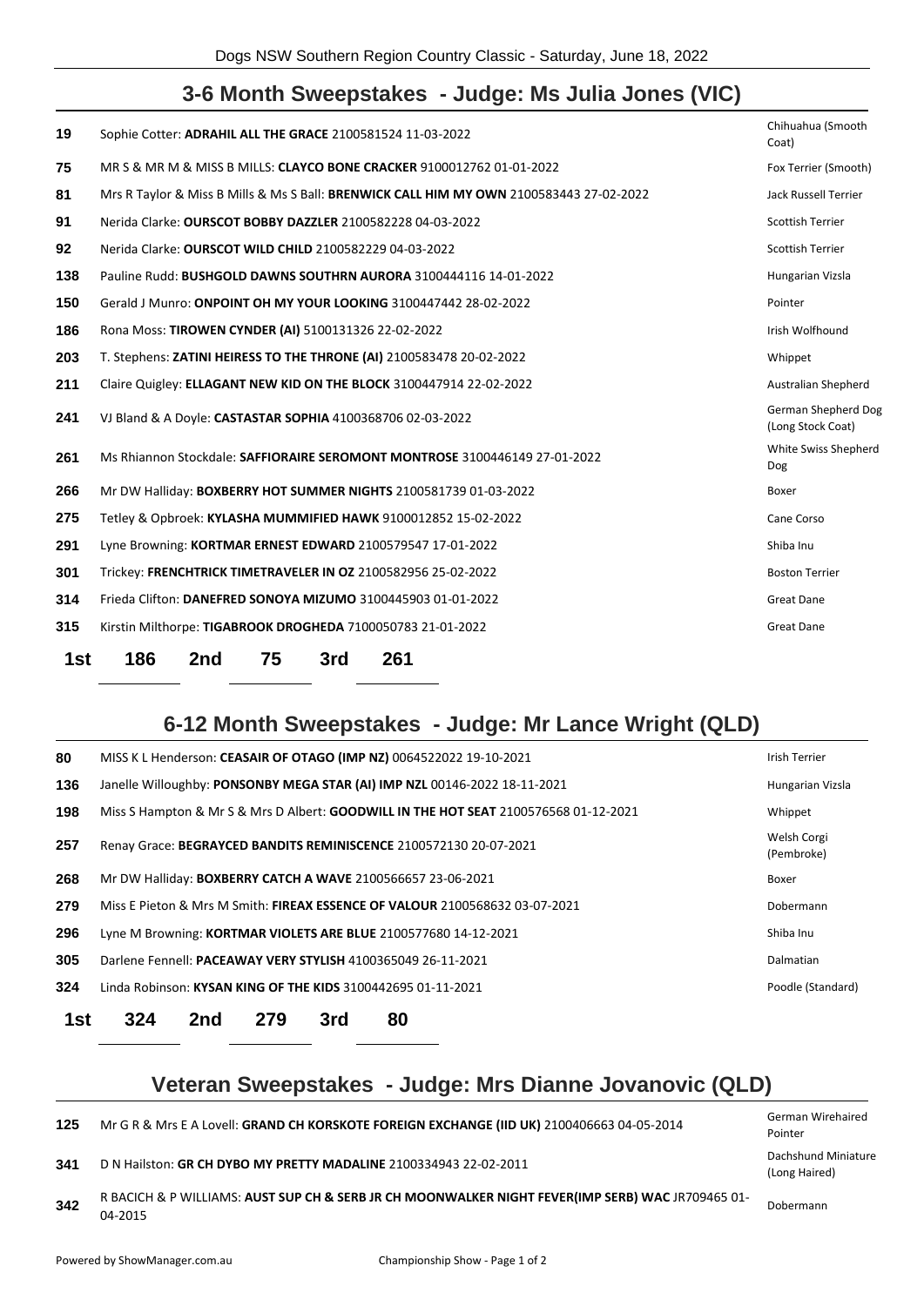## 3-6 Month Sweepstakes - Judge: Ms Julia Jones (VIC)

| | | |
|---|---|---|
| 19 | Sophie Cotter: **ADRAHIL ALL THE GRACE** 2100581524 11-03-2022 | Chihuahua (Smooth Coat) |
| 75 | MR S & MR M & MISS B MILLS: **CLAYCO BONE CRACKER** 9100012762 01-01-2022 | Fox Terrier (Smooth) |
| 81 | Mrs R Taylor & Miss B Mills & Ms S Ball: **BRENWICK CALL HIM MY OWN** 2100583443 27-02-2022 | Jack Russell Terrier |
| 91 | Nerida Clarke: **OURSCOT BOBBY DAZZLER** 2100582228 04-03-2022 | Scottish Terrier |
| 92 | Nerida Clarke: **OURSCOT WILD CHILD** 2100582229 04-03-2022 | Scottish Terrier |
| 138 | Pauline Rudd: **BUSHGOLD DAWNS SOUTHRN AURORA** 3100444116 14-01-2022 | Hungarian Vizsla |
| 150 | Gerald J Munro: **ONPOINT OH MY YOUR LOOKING** 3100447442 28-02-2022 | Pointer |
| 186 | Rona Moss: **TIROWEN CYNDER (AI)** 5100131326 22-02-2022 | Irish Wolfhound |
| 203 | T. Stephens: **ZATINI HEIRESS TO THE THRONE (AI)** 2100583478 20-02-2022 | Whippet |
| 211 | Claire Quigley: **ELLAGANT NEW KID ON THE BLOCK** 3100447914 22-02-2022 | Australian Shepherd |
| 241 | VJ Bland & A Doyle: **CASTASTAR SOPHIA** 4100368706 02-03-2022 | German Shepherd Dog (Long Stock Coat) |
| 261 | Ms Rhiannon Stockdale: **SAFFIORAIRE SEROMONT MONTROSE** 3100446149 27-01-2022 | White Swiss Shepherd Dog |
| 266 | Mr DW Halliday: **BOXBERRY HOT SUMMER NIGHTS** 2100581739 01-03-2022 | Boxer |
| 275 | Tetley & Opbroek: **KYLASHA MUMMIFIED HAWK** 9100012852 15-02-2022 | Cane Corso |
| 291 | Lyne Browning: **KORTMAR ERNEST EDWARD** 2100579547 17-01-2022 | Shiba Inu |
| 301 | Trickey: **FRENCHTRICK TIMETRAVELER IN OZ** 2100582956 25-02-2022 | Boston Terrier |
| 314 | Frieda Clifton: **DANEFRED SONOYA MIZUMO** 3100445903 01-01-2022 | Great Dane |
| 315 | Kirstin Milthorpe: **TIGABROOK DROGHEDA** 7100050783 21-01-2022 | Great Dane |

**1st** 186 **2nd** 75 **3rd** 261

## 6-12 Month Sweepstakes - Judge: Mr Lance Wright (QLD)

| | | |
|---|---|---|
| 80 | MISS K L Henderson: **CEASAIR OF OTAGO (IMP NZ)** 0064522022 19-10-2021 | Irish Terrier |
| 136 | Janelle Willoughby: **PONSONBY MEGA STAR (AI) IMP NZL** 00146-2022 18-11-2021 | Hungarian Vizsla |
| 198 | Miss S Hampton & Mr S & Mrs D Albert: **GOODWILL IN THE HOT SEAT** 2100576568 01-12-2021 | Whippet |
| 257 | Renay Grace: **BEGRAYCED BANDITS REMINISCENCE** 2100572130 20-07-2021 | Welsh Corgi (Pembroke) |
| 268 | Mr DW Halliday: **BOXBERRY CATCH A WAVE** 2100566657 23-06-2021 | Boxer |
| 279 | Miss E Pieton & Mrs M Smith: **FIREAX ESSENCE OF VALOUR** 2100568632 03-07-2021 | Dobermann |
| 296 | Lyne M Browning: **KORTMAR VIOLETS ARE BLUE** 2100577680 14-12-2021 | Shiba Inu |
| 305 | Darlene Fennell: **PACEAWAY VERY STYLISH** 4100365049 26-11-2021 | Dalmatian |
| 324 | Linda Robinson: **KYSAN KING OF THE KIDS** 3100442695 01-11-2021 | Poodle (Standard) |

**1st** 324 **2nd** 279 **3rd** 80

## Veteran Sweepstakes - Judge: Mrs Dianne Jovanovic (QLD)

| | | |
|---|---|---|
| 125 | Mr G R & Mrs E A Lovell: **GRAND CH KORSKOTE FOREIGN EXCHANGE (IID UK)** 2100406663 04-05-2014 | German Wirehaired Pointer |
| 341 | D N Hailston: **GR CH DYBO MY PRETTY MADALINE** 2100334943 22-02-2011 | Dachshund Miniature (Long Haired) |
| 342 | R BACICH & P WILLIAMS: **AUST SUP CH & SERB JR CH MOONWALKER NIGHT FEVER(IMP SERB) WAC** JR709465 01-04-2015 | Dobermann |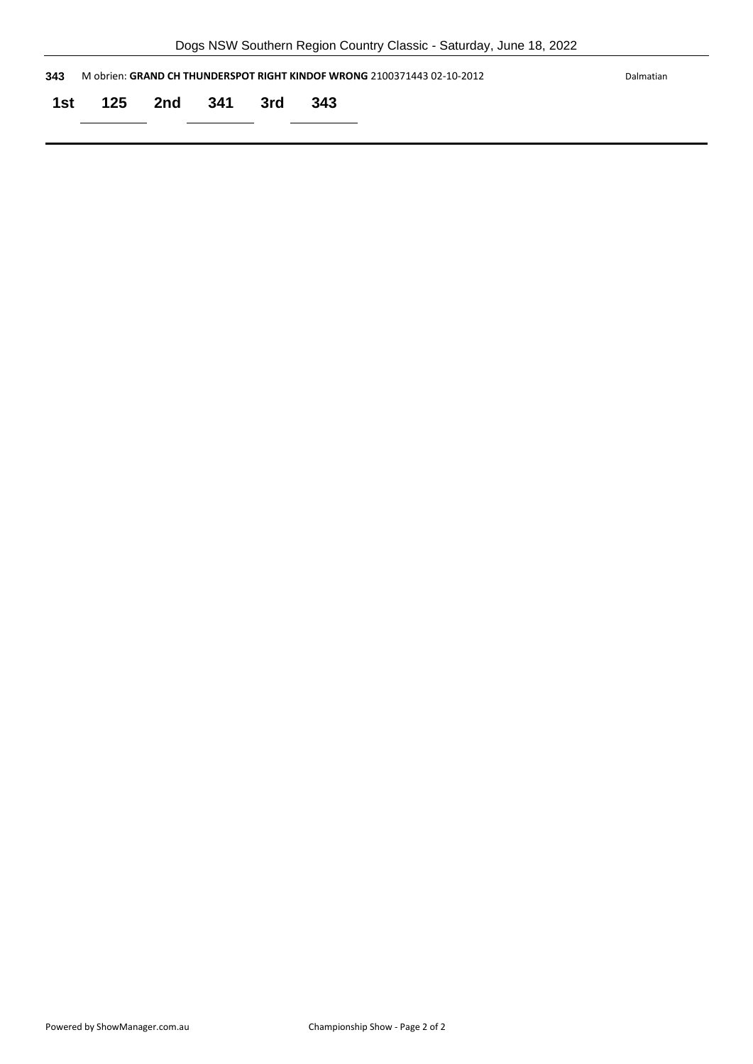**343** M obrien: **GRAND CH THUNDERSPOT RIGHT KINDOF WRONG** 2100371443 02-10-2012 Dalmatian

**1st 125 2nd 341 3rd 343**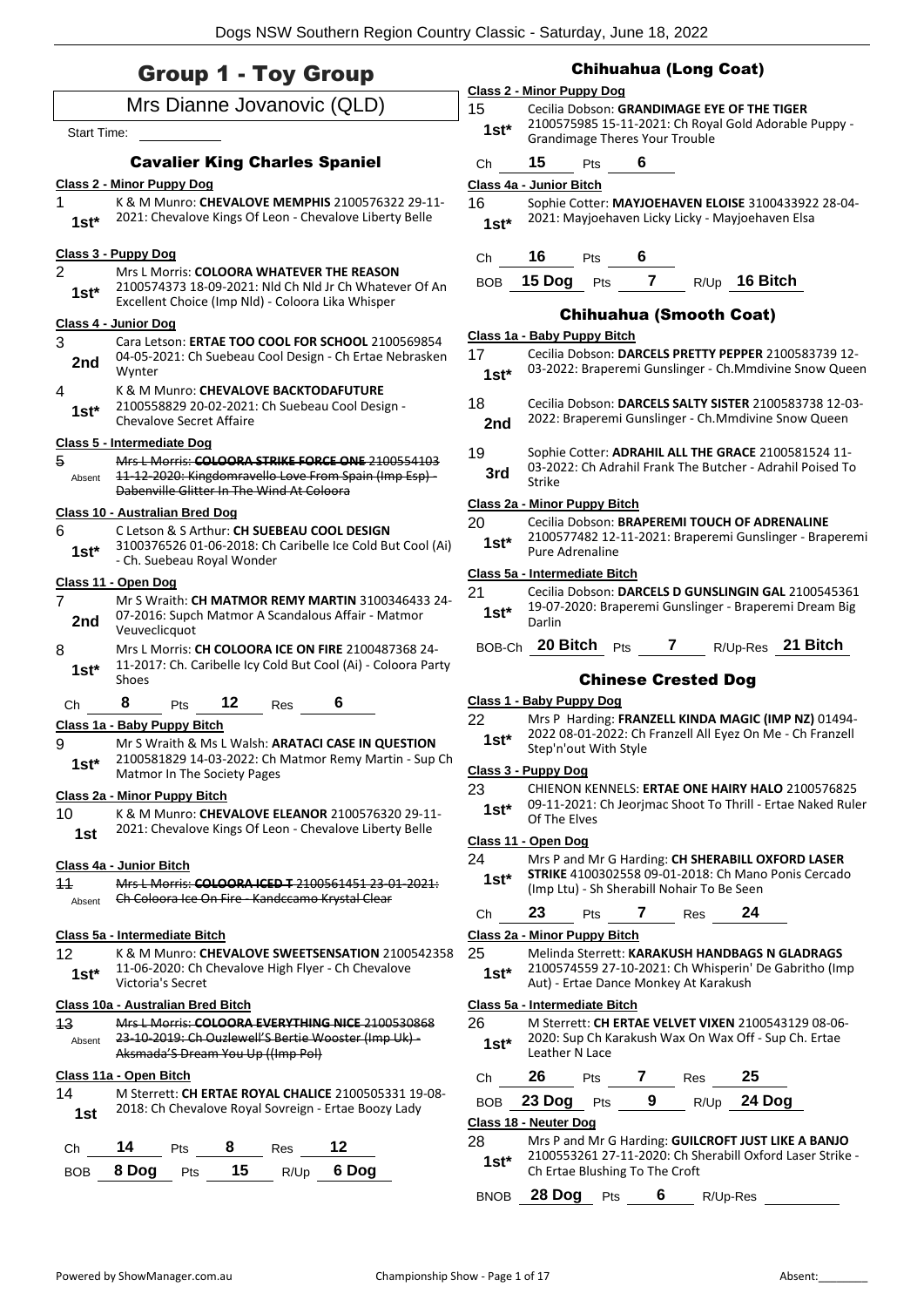# Group 1 - Toy Group

## Mrs Dianne Jovanovic (QLD)

Start Time:

### Cavalier King Charles Spaniel

**Class 2 - Minor Puppy Dog**

1 — 1st* — K & M Munro: **CHEVALOVE MEMPHIS** 2100576322 29-11-2021: Chevalove Kings Of Leon - Chevalove Liberty Belle

**Class 3 - Puppy Dog**

2 — 1st* — Mrs L Morris: **COLOORA WHATEVER THE REASON** 2100574373 18-09-2021: Nld Ch Nld Jr Ch Whatever Of An Excellent Choice (Imp Nld) - Coloora Lika Whisper

**Class 4 - Junior Dog**

3 — 2nd — Cara Letson: **ERTAE TOO COOL FOR SCHOOL** 2100569854 04-05-2021: Ch Suebeau Cool Design - Ch Ertae Nebrasken Wynter

4 — 1st* — K & M Munro: **CHEVALOVE BACKTODAFUTURE** 2100558829 20-02-2021: Ch Suebeau Cool Design - Chevalove Secret Affaire

**Class 5 - Intermediate Dog**

5 — Absent — ~~Mrs L Morris: **COLOORA STRIKE FORCE ONE** 2100554103 11-12-2020: Kingdomravello Love From Spain (Imp Esp) - Dabenville Glitter In The Wind At Coloora~~

**Class 10 - Australian Bred Dog**

6 — 1st* — C Letson & S Arthur: **CH SUEBEAU COOL DESIGN** 3100376526 01-06-2018: Ch Caribelle Ice Cold But Cool (Ai) - Ch. Suebeau Royal Wonder

**Class 11 - Open Dog**

7 — 2nd — Mr S Wraith: **CH MATMOR REMY MARTIN** 3100346433 24-07-2016: Supch Matmor A Scandalous Affair - Matmor Veuveclicquot

8 — 1st* — Mrs L Morris: **CH COLOORA ICE ON FIRE** 2100487368 24-11-2017: Ch. Caribelle Icy Cold But Cool (Ai) - Coloora Party Shoes

Ch 8 Pts 12 Res 6

**Class 1a - Baby Puppy Bitch**

9 — 1st* — Mr S Wraith & Ms L Walsh: **ARATACI CASE IN QUESTION** 2100581829 14-03-2022: Ch Matmor Remy Martin - Sup Ch Matmor In The Society Pages

**Class 2a - Minor Puppy Bitch**

10 — 1st — K & M Munro: **CHEVALOVE ELEANOR** 2100576320 29-11-2021: Chevalove Kings Of Leon - Chevalove Liberty Belle

**Class 4a - Junior Bitch**

11 — Absent — ~~Mrs L Morris: **COLOORA ICED T** 2100561451 23-01-2021: Ch Coloora Ice On Fire - Kandccamo Krystal Clear~~

**Class 5a - Intermediate Bitch**

12 — 1st* — K & M Munro: **CHEVALOVE SWEETSENSATION** 2100542358 11-06-2020: Ch Chevalove High Flyer - Ch Chevalove Victoria's Secret

**Class 10a - Australian Bred Bitch**

13 — Absent — ~~Mrs L Morris: **COLOORA EVERYTHING NICE** 2100530868 23-10-2019: Ch Ouzlewell'S Bertie Wooster (Imp Uk) - Aksmada'S Dream You Up ((Imp Pol)~~

**Class 11a - Open Bitch**

14 — 1st — M Sterrett: **CH ERTAE ROYAL CHALICE** 2100505331 19-08-2018: Ch Chevalove Royal Sovreign - Ertae Boozy Lady

Ch 14 Pts 8 Res 12

BOB 8 Dog Pts 15 R/Up 6 Dog

### Chihuahua (Long Coat)

**Class 2 - Minor Puppy Dog**

15 — 1st* — Cecilia Dobson: **GRANDIMAGE EYE OF THE TIGER** 2100575985 15-11-2021: Ch Royal Gold Adorable Puppy - Grandimage Theres Your Trouble

Ch 15 Pts 6

**Class 4a - Junior Bitch**

16 — 1st* — Sophie Cotter: **MAYJOEHAVEN ELOISE** 3100433922 28-04-2021: Mayjoehaven Licky Licky - Mayjoehaven Elsa

Ch 16 Pts 6

BOB 15 Dog Pts 7 R/Up 16 Bitch

### Chihuahua (Smooth Coat)

**Class 1a - Baby Puppy Bitch**

17 — 1st* — Cecilia Dobson: **DARCELS PRETTY PEPPER** 2100583739 12-03-2022: Braperemi Gunslinger - Ch.Mmdivine Snow Queen

18 — 2nd — Cecilia Dobson: **DARCELS SALTY SISTER** 2100583738 12-03-2022: Braperemi Gunslinger - Ch.Mmdivine Snow Queen

19 — 3rd — Sophie Cotter: **ADRAHIL ALL THE GRACE** 2100581524 11-03-2022: Ch Adrahil Frank The Butcher - Adrahil Poised To Strike

**Class 2a - Minor Puppy Bitch**

20 — 1st* — Cecilia Dobson: **BRAPEREMI TOUCH OF ADRENALINE** 2100577482 12-11-2021: Braperemi Gunslinger - Braperemi Pure Adrenaline

**Class 5a - Intermediate Bitch**

21 — 1st* — Cecilia Dobson: **DARCELS D GUNSLINGIN GAL** 2100545361 19-07-2020: Braperemi Gunslinger - Braperemi Dream Big Darlin

BOB-Ch 20 Bitch Pts 7 R/Up-Res 21 Bitch

### Chinese Crested Dog

**Class 1 - Baby Puppy Dog**

22 — 1st* — Mrs P Harding: **FRANZELL KINDA MAGIC (IMP NZ)** 01494-2022 08-01-2022: Ch Franzell All Eyez On Me - Ch Franzell Step'n'out With Style

**Class 3 - Puppy Dog**

23 — 1st* — CHIENON KENNELS: **ERTAE ONE HAIRY HALO** 2100576825 09-11-2021: Ch Jeorjmac Shoot To Thrill - Ertae Naked Ruler Of The Elves

**Class 11 - Open Dog**

24 — 1st* — Mrs P and Mr G Harding: **CH SHERABILL OXFORD LASER STRIKE** 4100302558 09-01-2018: Ch Mano Ponis Cercado (Imp Ltu) - Sh Sherabill Nohair To Be Seen

Ch 23 Pts 7 Res 24

**Class 2a - Minor Puppy Bitch**

25 — 1st* — Melinda Sterrett: **KARAKUSH HANDBAGS N GLADRAGS** 2100574559 27-10-2021: Ch Whisperin' De Gabritho (Imp Aut) - Ertae Dance Monkey At Karakush

**Class 5a - Intermediate Bitch**

26 — 1st* — M Sterrett: **CH ERTAE VELVET VIXEN** 2100543129 08-06-2020: Sup Ch Karakush Wax On Wax Off - Sup Ch. Ertae Leather N Lace

Ch 26 Pts 7 Res 25

BOB 23 Dog Pts 9 R/Up 24 Dog

**Class 18 - Neuter Dog**

28 — 1st* — Mrs P and Mr G Harding: **GUILCROFT JUST LIKE A BANJO** 2100553261 27-11-2020: Ch Sherabill Oxford Laser Strike - Ch Ertae Blushing To The Croft

BNOB 28 Dog Pts 6 R/Up-Res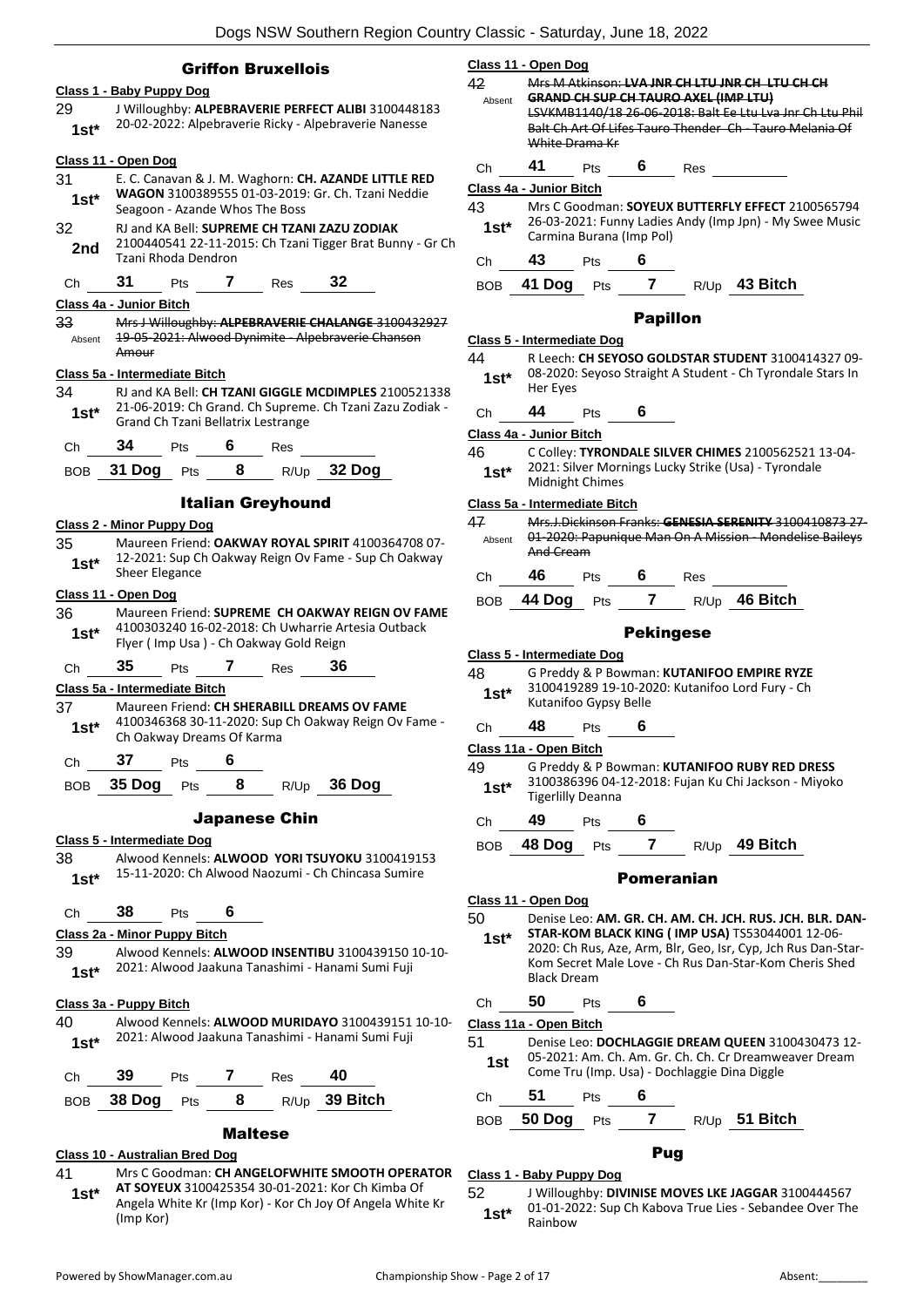## Griffon Bruxellois

### Class 1 - Baby Puppy Dog

29 — J Willoughby: **ALPEBRAVERIE PERFECT ALIBI** 3100448183 20-02-2022: Alpebraverie Ricky - Alpebraverie Nanesse
**1st***

### Class 11 - Open Dog

31 — E. C. Canavan & J. M. Waghorn: **CH. AZANDE LITTLE RED WAGON** 3100389555 01-03-2019: Gr. Ch. Tzani Neddie Seagoon - Azande Whos The Boss
**1st***

32 — RJ and KA Bell: **SUPREME CH TZANI ZAZU ZODIAK** 2100440541 22-11-2015: Ch Tzani Tigger Brat Bunny - Gr Ch Tzani Rhoda Dendron
**2nd**

Ch **31** Pts **7** Res **32**

### Class 4a - Junior Bitch

33 — ~~Mrs J Willoughby: **ALPEBRAVERIE CHALANGE** 3100432927 19-05-2021: Alwood Dynimite - Alpebraverie Chanson Amour~~
Absent

### Class 5a - Intermediate Bitch

34 — RJ and KA Bell: **CH TZANI GIGGLE MCDIMPLES** 2100521338 21-06-2019: Ch Grand. Ch Supreme. Ch Tzani Zazu Zodiak - Grand Ch Tzani Bellatrix Lestrange
**1st***

Ch **34** Pts **6** Res

BOB **31 Dog** Pts **8** R/Up **32 Dog**

## Italian Greyhound

### Class 2 - Minor Puppy Dog

35 — Maureen Friend: **OAKWAY ROYAL SPIRIT** 4100364708 07-12-2021: Sup Ch Oakway Reign Ov Fame - Sup Ch Oakway Sheer Elegance
**1st***

### Class 11 - Open Dog

36 — Maureen Friend: **SUPREME CH OAKWAY REIGN OV FAME** 4100303240 16-02-2018: Ch Uwharrie Artesia Outback Flyer ( Imp Usa ) - Ch Oakway Gold Reign
**1st***

Ch **35** Pts **7** Res **36**

### Class 5a - Intermediate Bitch

37 — Maureen Friend: **CH SHERABILL DREAMS OV FAME** 4100346368 30-11-2020: Sup Ch Oakway Reign Ov Fame - Ch Oakway Dreams Of Karma
**1st***

Ch **37** Pts **6**

BOB **35 Dog** Pts **8** R/Up **36 Dog**

## Japanese Chin

### Class 5 - Intermediate Dog

38 — Alwood Kennels: **ALWOOD YORI TSUYOKU** 3100419153 15-11-2020: Ch Alwood Naozumi - Ch Chincasa Sumire
**1st***

Ch **38** Pts **6**

### Class 2a - Minor Puppy Bitch

39 — Alwood Kennels: **ALWOOD INSENTIBU** 3100439150 10-10-2021: Alwood Jaakuna Tanashimi - Hanami Sumi Fuji
**1st***

### Class 3a - Puppy Bitch

40 — Alwood Kennels: **ALWOOD MURIDAYO** 3100439151 10-10-2021: Alwood Jaakuna Tanashimi - Hanami Sumi Fuji
**1st***

Ch **39** Pts **7** Res **40**

BOB **38 Dog** Pts **8** R/Up **39 Bitch**

## Maltese

### Class 10 - Australian Bred Dog

41 — Mrs C Goodman: **CH ANGELOFWHITE SMOOTH OPERATOR AT SOYEUX** 3100425354 30-01-2021: Kor Ch Kimba Of Angela White Kr (Imp Kor) - Kor Ch Joy Of Angela White Kr (Imp Kor)
**1st***

### Class 11 - Open Dog

42 — ~~Mrs M Atkinson: **LVA JNR CH LTU JNR CH LTU CH CH GRAND CH SUP CH TAURO AXEL (IMP LTU)** LSVKMB1140/18 26-06-2018: Balt Ee Ltu Lva Jnr Ch Ltu Phil Balt Ch Art Of Lifes Tauro Thender Ch - Tauro Melania Of White Drama Kr~~
Absent

Ch **41** Pts **6** Res

### Class 4a - Junior Bitch

43 — Mrs C Goodman: **SOYEUX BUTTERFLY EFFECT** 2100565794 26-03-2021: Funny Ladies Andy (Imp Jpn) - My Swee Music Carmina Burana (Imp Pol)
**1st***

Ch **43** Pts **6**

BOB **41 Dog** Pts **7** R/Up **43 Bitch**

## Papillon

### Class 5 - Intermediate Dog

44 — R Leech: **CH SEYOSO GOLDSTAR STUDENT** 3100414327 09-08-2020: Seyoso Straight A Student - Ch Tyrondale Stars In Her Eyes
**1st***

Ch **44** Pts **6**

### Class 4a - Junior Bitch

46 — C Colley: **TYRONDALE SILVER CHIMES** 2100562521 13-04-2021: Silver Mornings Lucky Strike (Usa) - Tyrondale Midnight Chimes
**1st***

### Class 5a - Intermediate Bitch

47 — ~~Mrs.J.Dickinson Franks: **GENESIA SERENITY** 3100410873 27-01-2020: Papunique Man On A Mission - Mondelise Baileys And Cream~~
Absent

Ch **46** Pts **6** Res

BOB **44 Dog** Pts **7** R/Up **46 Bitch**

## Pekingese

### Class 5 - Intermediate Dog

48 — G Preddy & P Bowman: **KUTANIFOO EMPIRE RYZE** 3100419289 19-10-2020: Kutanifoo Lord Fury - Ch Kutanifoo Gypsy Belle
**1st***

Ch **48** Pts **6**

### Class 11a - Open Bitch

49 — G Preddy & P Bowman: **KUTANIFOO RUBY RED DRESS** 3100386396 04-12-2018: Fujan Ku Chi Jackson - Miyoko Tigerlilly Deanna
**1st***

Ch **49** Pts **6**

BOB **48 Dog** Pts **7** R/Up **49 Bitch**

## Pomeranian

### Class 11 - Open Dog

50 — Denise Leo: **AM. GR. CH. AM. CH. JCH. RUS. JCH. BLR. DAN-STAR-KOM BLACK KING ( IMP USA)** TS53044001 12-06-2020: Ch Rus, Aze, Arm, Blr, Geo, Isr, Cyp, Jch Rus Dan-Star-Kom Secret Male Love - Ch Rus Dan-Star-Kom Cheris Shed Black Dream
**1st***

Ch **50** Pts **6**

### Class 11a - Open Bitch

51 — Denise Leo: **DOCHLAGGIE DREAM QUEEN** 3100430473 12-05-2021: Am. Ch. Am. Gr. Ch. Ch. Cr Dreamweaver Dream Come Tru (Imp. Usa) - Dochlaggie Dina Diggle
**1st**

Ch **51** Pts **6**

BOB **50 Dog** Pts **7** R/Up **51 Bitch**

## Pug

### Class 1 - Baby Puppy Dog

52 — J Willoughby: **DIVINISE MOVES LKE JAGGAR** 3100444567 01-01-2022: Sup Ch Kabova True Lies - Sebandee Over The Rainbow
**1st***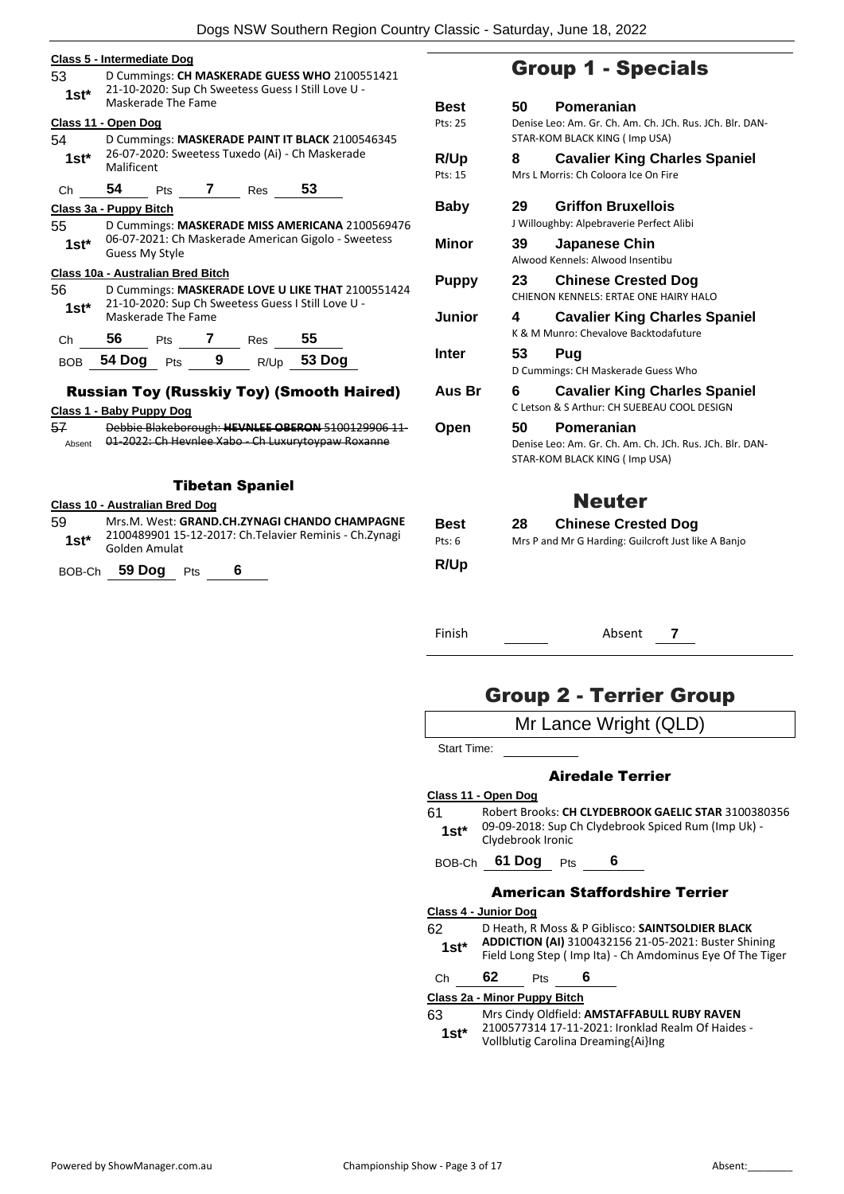**Class 5 - Intermediate Dog**

53 — D Cummings: **CH MASKERADE GUESS WHO** 2100551421
**1st*** 21-10-2020: Sup Ch Sweetess Guess I Still Love U - Maskerade The Fame

**Class 11 - Open Dog**

54 — D Cummings: **MASKERADE PAINT IT BLACK** 2100546345
**1st*** 26-07-2020: Sweetess Tuxedo (Ai) - Ch Maskerade Malificent

Ch **54** Pts **7** Res **53**

**Class 3a - Puppy Bitch**

55 — D Cummings: **MASKERADE MISS AMERICANA** 2100569476
**1st*** 06-07-2021: Ch Maskerade American Gigolo - Sweetess Guess My Style

**Class 10a - Australian Bred Bitch**

56 — D Cummings: **MASKERADE LOVE U LIKE THAT** 2100551424
**1st*** 21-10-2020: Sup Ch Sweetess Guess I Still Love U - Maskerade The Fame

Ch **56** Pts **7** Res **55**

BOB **54 Dog** Pts **9** R/Up **53 Dog**

### Russian Toy (Russkiy Toy) (Smooth Haired)

**Class 1 - Baby Puppy Dog**

57 — ~~Debbie Blakeborough: **HEVNLEE OBERON** 5100129906 11-01-2022: Ch Hevnlee Xabo - Ch Luxurytoypaw Roxanne~~
Absent

### Tibetan Spaniel

**Class 10 - Australian Bred Dog**

59 — Mrs.M. West: **GRAND.CH.ZYNAGI CHANDO CHAMPAGNE**
**1st*** 2100489901 15-12-2017: Ch.Telavier Reminis - Ch.Zynagi Golden Amulat

BOB-Ch **59 Dog** Pts **6**

## Group 1 - Specials

| | No. | Breed / Details |
|---|---|---|
| **Best** (Pts: 25) | 50 | **Pomeranian** — Denise Leo: Am. Gr. Ch. Am. Ch. JCh. Rus. JCh. Blr. DAN-STAR-KOM BLACK KING ( Imp USA) |
| **R/Up** (Pts: 15) | 8 | **Cavalier King Charles Spaniel** — Mrs L Morris: Ch Coloora Ice On Fire |
| **Baby** | 29 | **Griffon Bruxellois** — J Willoughby: Alpebraverie Perfect Alibi |
| **Minor** | 39 | **Japanese Chin** — Alwood Kennels: Alwood Insentibu |
| **Puppy** | 23 | **Chinese Crested Dog** — CHIENON KENNELS: ERTAE ONE HAIRY HALO |
| **Junior** | 4 | **Cavalier King Charles Spaniel** — K & M Munro: Chevalove Backtodafuture |
| **Inter** | 53 | **Pug** — D Cummings: CH Maskerade Guess Who |
| **Aus Br** | 6 | **Cavalier King Charles Spaniel** — C Letson & S Arthur: CH SUEBEAU COOL DESIGN |
| **Open** | 50 | **Pomeranian** — Denise Leo: Am. Gr. Ch. Am. Ch. JCh. Rus. JCh. Blr. DAN-STAR-KOM BLACK KING ( Imp USA) |

## Neuter

| | No. | Breed / Details |
|---|---|---|
| **Best** (Pts: 6) | 28 | **Chinese Crested Dog** — Mrs P and Mr G Harding: Guilcroft Just like A Banjo |
| **R/Up** | | |

Finish ______ Absent **7**

## Group 2 - Terrier Group

Mr Lance Wright (QLD)

Start Time:

### Airedale Terrier

**Class 11 - Open Dog**

61 — Robert Brooks: **CH CLYDEBROOK GAELIC STAR** 3100380356
**1st*** 09-09-2018: Sup Ch Clydebrook Spiced Rum (Imp Uk) - Clydebrook Ironic

BOB-Ch **61 Dog** Pts **6**

### American Staffordshire Terrier

**Class 4 - Junior Dog**

62 — D Heath, R Moss & P Giblisco: **SAINTSOLDIER BLACK ADDICTION (AI)** 3100432156 21-05-2021: Buster Shining Field Long Step ( Imp Ita) - Ch Amdominus Eye Of The Tiger
**1st***

Ch **62** Pts **6**

**Class 2a - Minor Puppy Bitch**

63 — Mrs Cindy Oldfield: **AMSTAFFABULL RUBY RAVEN**
**1st*** 2100577314 17-11-2021: Ironklad Realm Of Haides - Vollblutig Carolina Dreaming{Ai}Ing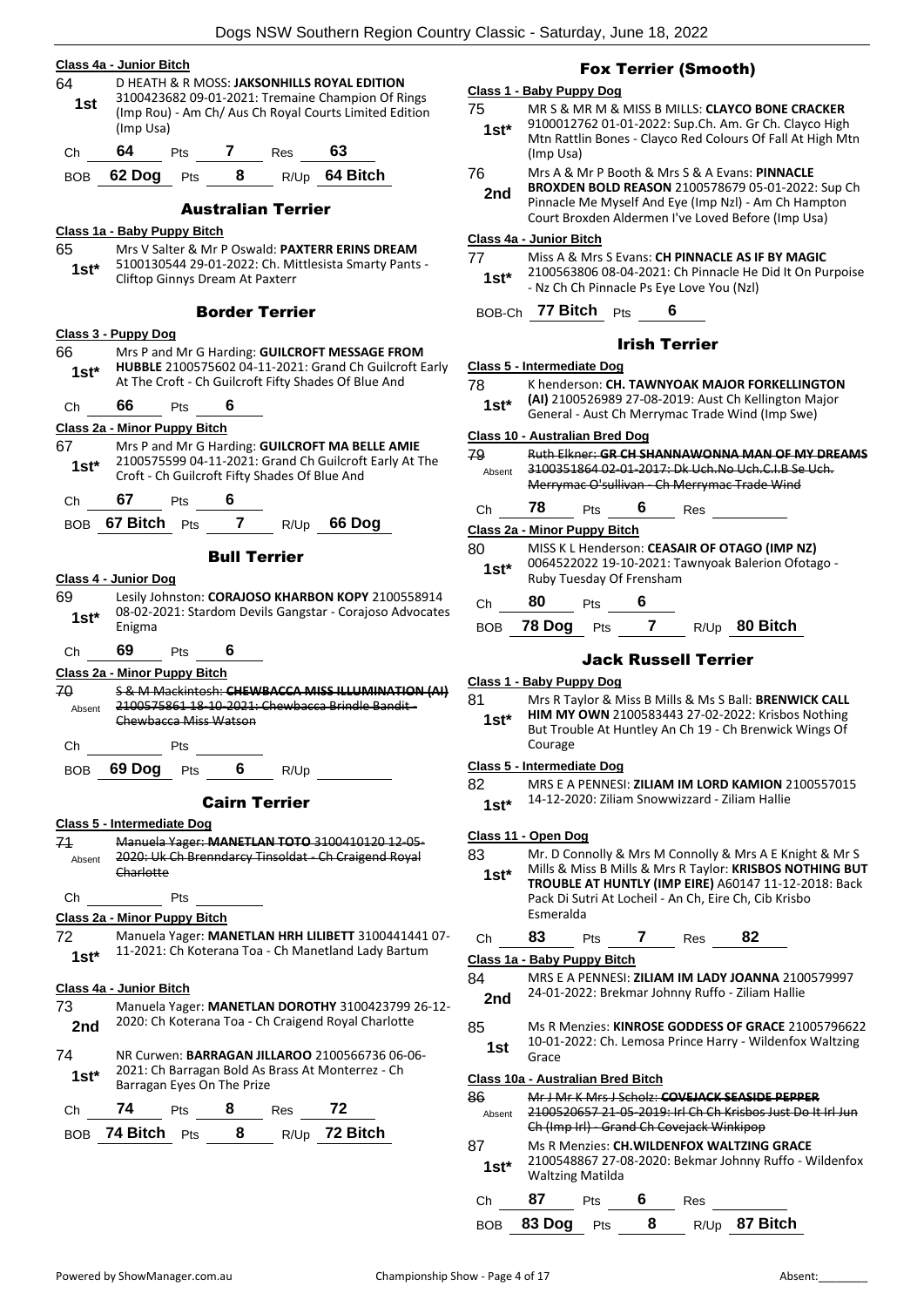**Class 4a - Junior Bitch**

64 — **1st** — D HEATH & R MOSS: **JAKSONHILLS ROYAL EDITION** 3100423682 09-01-2021: Tremaine Champion Of Rings (Imp Rou) - Am Ch/ Aus Ch Royal Courts Limited Edition (Imp Usa)

Ch **64** Pts **7** Res **63**

BOB **62 Dog** Pts **8** R/Up **64 Bitch**

## Australian Terrier

**Class 1a - Baby Puppy Bitch**

65 — **1st*** — Mrs V Salter & Mr P Oswald: **PAXTERR ERINS DREAM** 5100130544 29-01-2022: Ch. Mittlesista Smarty Pants - Cliftop Ginnys Dream At Paxterr

## Border Terrier

**Class 3 - Puppy Dog**

66 — **1st*** — Mrs P and Mr G Harding: **GUILCROFT MESSAGE FROM HUBBLE** 2100575602 04-11-2021: Grand Ch Guilcroft Early At The Croft - Ch Guilcroft Fifty Shades Of Blue And

Ch **66** Pts **6**

**Class 2a - Minor Puppy Bitch**

67 — **1st*** — Mrs P and Mr G Harding: **GUILCROFT MA BELLE AMIE** 2100575599 04-11-2021: Grand Ch Guilcroft Early At The Croft - Ch Guilcroft Fifty Shades Of Blue And

Ch **67** Pts **6**

BOB **67 Bitch** Pts **7** R/Up **66 Dog**

## Bull Terrier

**Class 4 - Junior Dog**

69 — **1st*** — Lesily Johnston: **CORAJOSO KHARBON KOPY** 2100558914 08-02-2021: Stardom Devils Gangstar - Corajoso Advocates Enigma

Ch **69** Pts **6**

**Class 2a - Minor Puppy Bitch**

~~70 — Absent — S & M Mackintosh: **CHEWBACCA MISS ILLUMINATION (AI)** 2100575861 18-10-2021: Chewbacca Brindle Bandit - Chewbacca Miss Watson~~

Ch ______ Pts ______

BOB **69 Dog** Pts **6** R/Up ______

## Cairn Terrier

**Class 5 - Intermediate Dog**

~~71 — Absent — Manuela Yager: **MANETLAN TOTO** 3100410120 12-05-2020: Uk Ch Brenndarcy Tinsoldat - Ch Craigend Royal Charlotte~~

Ch ______ Pts ______

**Class 2a - Minor Puppy Bitch**

72 — **1st*** — Manuela Yager: **MANETLAN HRH LILIBETT** 3100441441 07-11-2021: Ch Koterana Toa - Ch Manetland Lady Bartum

**Class 4a - Junior Bitch**

73 — **2nd** — Manuela Yager: **MANETLAN DOROTHY** 3100423799 26-12-2020: Ch Koterana Toa - Ch Craigend Royal Charlotte

74 — **1st*** — NR Curwen: **BARRAGAN JILLAROO** 2100566736 06-06-2021: Ch Barragan Bold As Brass At Monterrez - Ch Barragan Eyes On The Prize

Ch **74** Pts **8** Res **72**

BOB **74 Bitch** Pts **8** R/Up **72 Bitch**

## Fox Terrier (Smooth)

**Class 1 - Baby Puppy Dog**

75 — **1st*** — MR S & MR M & MISS B MILLS: **CLAYCO BONE CRACKER** 9100012762 01-01-2022: Sup.Ch. Am. Gr Ch. Clayco High Mtn Rattlin Bones - Clayco Red Colours Of Fall At High Mtn (Imp Usa)

76 — **2nd** — Mrs A & Mr P Booth & Mrs S & A Evans: **PINNACLE BROXDEN BOLD REASON** 2100578679 05-01-2022: Sup Ch Pinnacle Me Myself And Eye (Imp Nzl) - Am Ch Hampton Court Broxden Aldermen I've Loved Before (Imp Usa)

**Class 4a - Junior Bitch**

77 — **1st*** — Miss A & Mrs S Evans: **CH PINNACLE AS IF BY MAGIC** 2100563806 08-04-2021: Ch Pinnacle He Did It On Purpose - Nz Ch Ch Pinnacle Ps Eye Love You (Nzl)

BOB-Ch **77 Bitch** Pts **6**

## Irish Terrier

**Class 5 - Intermediate Dog**

78 — **1st*** — K henderson: **CH. TAWNYOAK MAJOR FORKELLINGTON (AI)** 2100526989 27-08-2019: Aust Ch Kellington Major General - Aust Ch Merrymac Trade Wind (Imp Swe)

**Class 10 - Australian Bred Dog**

~~79 — Absent — Ruth Elkner: **GR CH SHANNAWONNA MAN OF MY DREAMS** 3100351864 02-01-2017: Dk Uch.No Uch.C.I.B Se Uch. Merrymac O'sullivan - Ch Merrymac Trade Wind~~

Ch **78** Pts **6** Res ______

**Class 2a - Minor Puppy Bitch**

80 — **1st*** — MISS K L Henderson: **CEASAIR OF OTAGO (IMP NZ)** 0064522022 19-10-2021: Tawnyoak Balerion Ofotago - Ruby Tuesday Of Frensham

Ch **80** Pts **6**

BOB **78 Dog** Pts **7** R/Up **80 Bitch**

## Jack Russell Terrier

**Class 1 - Baby Puppy Dog**

81 — **1st*** — Mrs R Taylor & Miss B Mills & Ms S Ball: **BRENWICK CALL HIM MY OWN** 2100583443 27-02-2022: Krisbos Nothing But Trouble At Huntley An Ch 19 - Ch Brenwick Wings Of Courage

**Class 5 - Intermediate Dog**

82 — **1st*** — MRS E A PENNESI: **ZILIAM IM LORD KAMION** 2100557015 14-12-2020: Ziliam Snowwizzard - Ziliam Hallie

**Class 11 - Open Dog**

83 — **1st*** — Mr. D Connolly & Mrs M Connolly & Mrs A E Knight & Mr S Mills & Miss B Mills & Mrs R Taylor: **KRISBOS NOTHING BUT TROUBLE AT HUNTLY (IMP EIRE)** A60147 11-12-2018: Back Pack Di Sutri At Locheil - An Ch, Eire Ch, Cib Krisbo Esmeralda

Ch **83** Pts **7** Res **82**

**Class 1a - Baby Puppy Bitch**

84 — **2nd** — MRS E A PENNESI: **ZILIAM IM LADY JOANNA** 2100579997 24-01-2022: Brekmar Johnny Ruffo - Ziliam Hallie

85 — **1st** — Ms R Menzies: **KINROSE GODDESS OF GRACE** 21005796622 10-01-2022: Ch. Lemosa Prince Harry - Wildenfox Waltzing Grace

**Class 10a - Australian Bred Bitch**

~~86 — Absent — Mr J Mr K Mrs J Scholz: **COVEJACK SEASIDE PEPPER** 2100520657 21-05-2019: Irl Ch Ch Krisbos Just Do It Irl Jun Ch (Imp Irl) - Grand Ch Covejack Winkipop~~

87 — **1st*** — Ms R Menzies: **CH.WILDENFOX WALTZING GRACE** 2100548867 27-08-2020: Bekmar Johnny Ruffo - Wildenfox Waltzing Matilda

Ch **87** Pts **6** Res ______

BOB **83 Dog** Pts **8** R/Up **87 Bitch**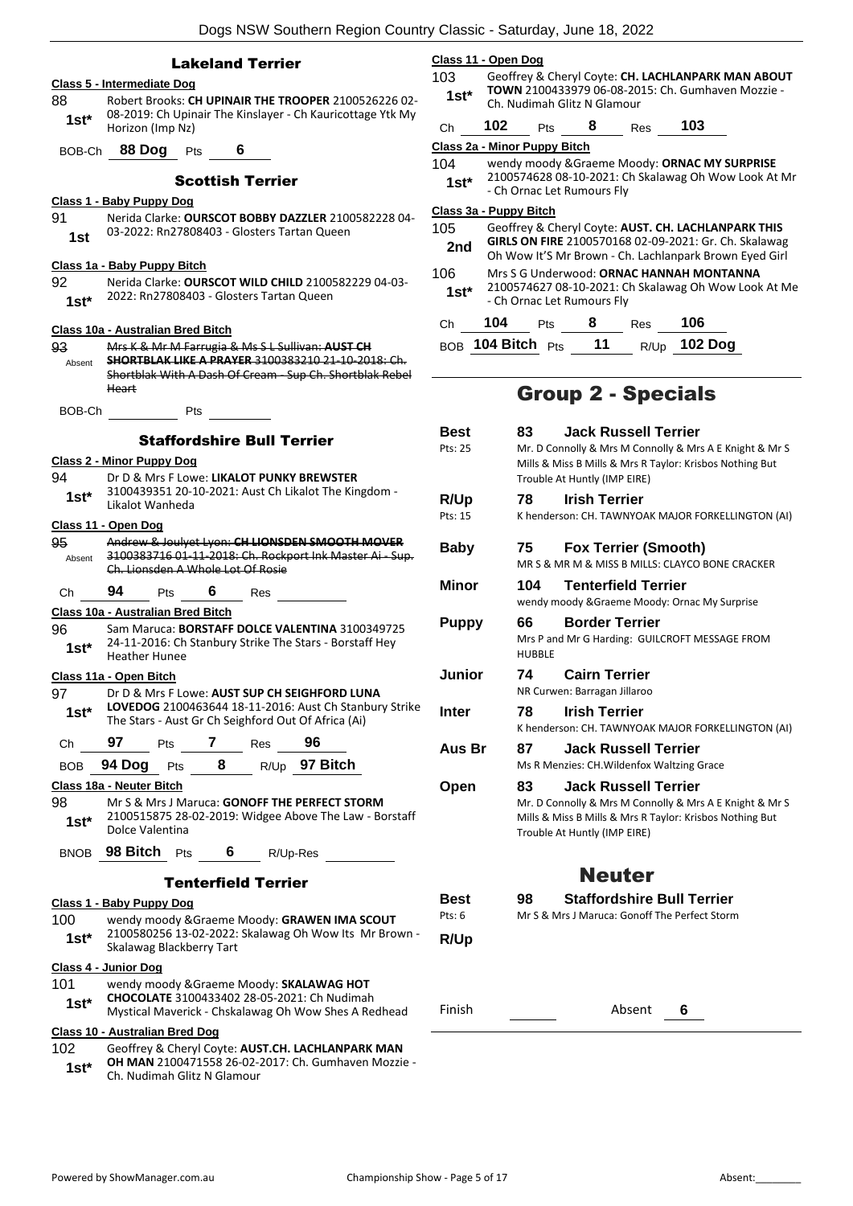## Lakeland Terrier

**Class 5 - Intermediate Dog**

88 **1st*** Robert Brooks: **CH UPINAIR THE TROOPER** 2100526226 02-08-2019: Ch Upinair The Kinslayer - Ch Kauricottage Ytk My Horizon (Imp Nz)

BOB-Ch **88 Dog** Pts **6**

## Scottish Terrier

**Class 1 - Baby Puppy Dog**

91 **1st** Nerida Clarke: **OURSCOT BOBBY DAZZLER** 2100582228 04-03-2022: Rn27808403 - Glosters Tartan Queen

**Class 1a - Baby Puppy Bitch**

92 **1st*** Nerida Clarke: **OURSCOT WILD CHILD** 2100582229 04-03-2022: Rn27808403 - Glosters Tartan Queen

**Class 10a - Australian Bred Bitch**

93 Absent ~~Mrs K & Mr M Farrugia & Ms S L Sullivan: **AUST CH SHORTBLAK LIKE A PRAYER** 3100383210 21-10-2018: Ch. Shortblak With A Dash Of Cream - Sup Ch. Shortblak Rebel Heart~~

BOB-Ch ______ Pts ______

## Staffordshire Bull Terrier

**Class 2 - Minor Puppy Dog**

94 **1st*** Dr D & Mrs F Lowe: **LIKALOT PUNKY BREWSTER** 3100439351 20-10-2021: Aust Ch Likalot The Kingdom - Likalot Wanheda

**Class 11 - Open Dog**

95 Absent ~~Andrew & Joulyet Lyon: **CH LIONSDEN SMOOTH MOVER** 3100383716 01-11-2018: Ch. Rockport Ink Master Ai - Sup. Ch. Lionsden A Whole Lot Of Rosie~~

Ch **94** Pts **6** Res ______

**Class 10a - Australian Bred Bitch**

96 **1st*** Sam Maruca: **BORSTAFF DOLCE VALENTINA** 3100349725 24-11-2016: Ch Stanbury Strike The Stars - Borstaff Hey Heather Hunee

**Class 11a - Open Bitch**

97 **1st*** Dr D & Mrs F Lowe: **AUST SUP CH SEIGHFORD LUNA LOVEDOG** 2100463644 18-11-2016: Aust Ch Stanbury Strike The Stars - Aust Gr Ch Seighford Out Of Africa (Ai)

Ch **97** Pts **7** Res **96**

BOB **94 Dog** Pts **8** R/Up **97 Bitch**

**Class 18a - Neuter Bitch**

98 **1st*** Mr S & Mrs J Maruca: **GONOFF THE PERFECT STORM** 2100515875 28-02-2019: Widgee Above The Law - Borstaff Dolce Valentina

BNOB **98 Bitch** Pts **6** R/Up-Res ______

## Tenterfield Terrier

**Class 1 - Baby Puppy Dog**

100 **1st*** wendy moody &Graeme Moody: **GRAWEN IMA SCOUT** 2100580256 13-02-2022: Skalawag Oh Wow Its Mr Brown - Skalawag Blackberry Tart

**Class 4 - Junior Dog**

101 **1st*** wendy moody &Graeme Moody: **SKALAWAG HOT CHOCOLATE** 3100433402 28-05-2021: Ch Nudimah Mystical Maverick - Chskalawag Oh Wow Shes A Redhead

**Class 10 - Australian Bred Dog**

102 **1st*** Geoffrey & Cheryl Coyte: **AUST.CH. LACHLANPARK MAN OH MAN** 2100471558 26-02-2017: Ch. Gumhaven Mozzie - Ch. Nudimah Glitz N Glamour

**Class 11 - Open Dog**

103 **1st*** Geoffrey & Cheryl Coyte: **CH. LACHLANPARK MAN ABOUT TOWN** 2100433979 06-08-2015: Ch. Gumhaven Mozzie - Ch. Nudimah Glitz N Glamour

Ch **102** Pts **8** Res **103**

**Class 2a - Minor Puppy Bitch**

104 **1st*** wendy moody &Graeme Moody: **ORNAC MY SURPRISE** 2100574628 08-10-2021: Ch Skalawag Oh Wow Look At Mr - Ch Ornac Let Rumours Fly

**Class 3a - Puppy Bitch**

105 **2nd** Geoffrey & Cheryl Coyte: **AUST. CH. LACHLANPARK THIS GIRLS ON FIRE** 2100570168 02-09-2021: Gr. Ch. Skalawag Oh Wow It'S Mr Brown - Ch. Lachlanpark Brown Eyed Girl

106 **1st*** Mrs S G Underwood: **ORNAC HANNAH MONTANNA** 2100574627 08-10-2021: Ch Skalawag Oh Wow Look At Me - Ch Ornac Let Rumours Fly

Ch **104** Pts **8** Res **106**

BOB **104 Bitch** Pts **11** R/Up **102 Dog**

# Group 2 - Specials

| | | | |
|---|---|---|---|
| **Best** Pts: 25 | 83 | **Jack Russell Terrier** | Mr. D Connolly & Mrs M Connolly & Mrs A E Knight & Mr S Mills & Miss B Mills & Mrs R Taylor: Krisbos Nothing But Trouble At Huntly (IMP EIRE) |
| **R/Up** Pts: 15 | 78 | **Irish Terrier** | K henderson: CH. TAWNYOAK MAJOR FORKELLINGTON (AI) |
| **Baby** | 75 | **Fox Terrier (Smooth)** | MR S & MR M & MISS B MILLS: CLAYCO BONE CRACKER |
| **Minor** | 104 | **Tenterfield Terrier** | wendy moody &Graeme Moody: Ornac My Surprise |
| **Puppy** | 66 | **Border Terrier** | Mrs P and Mr G Harding: GUILCROFT MESSAGE FROM HUBBLE |
| **Junior** | 74 | **Cairn Terrier** | NR Curwen: Barragan Jillaroo |
| **Inter** | 78 | **Irish Terrier** | K henderson: CH. TAWNYOAK MAJOR FORKELLINGTON (AI) |
| **Aus Br** | 87 | **Jack Russell Terrier** | Ms R Menzies: CH.Wildenfox Waltzing Grace |
| **Open** | 83 | **Jack Russell Terrier** | Mr. D Connolly & Mrs M Connolly & Mrs A E Knight & Mr S Mills & Miss B Mills & Mrs R Taylor: Krisbos Nothing But Trouble At Huntly (IMP EIRE) |

# Neuter

| | | | |
|---|---|---|---|
| **Best** Pts: 6 | 98 | **Staffordshire Bull Terrier** | Mr S & Mrs J Maruca: Gonoff The Perfect Storm |
| **R/Up** | | | |

Finish ______ Absent **6**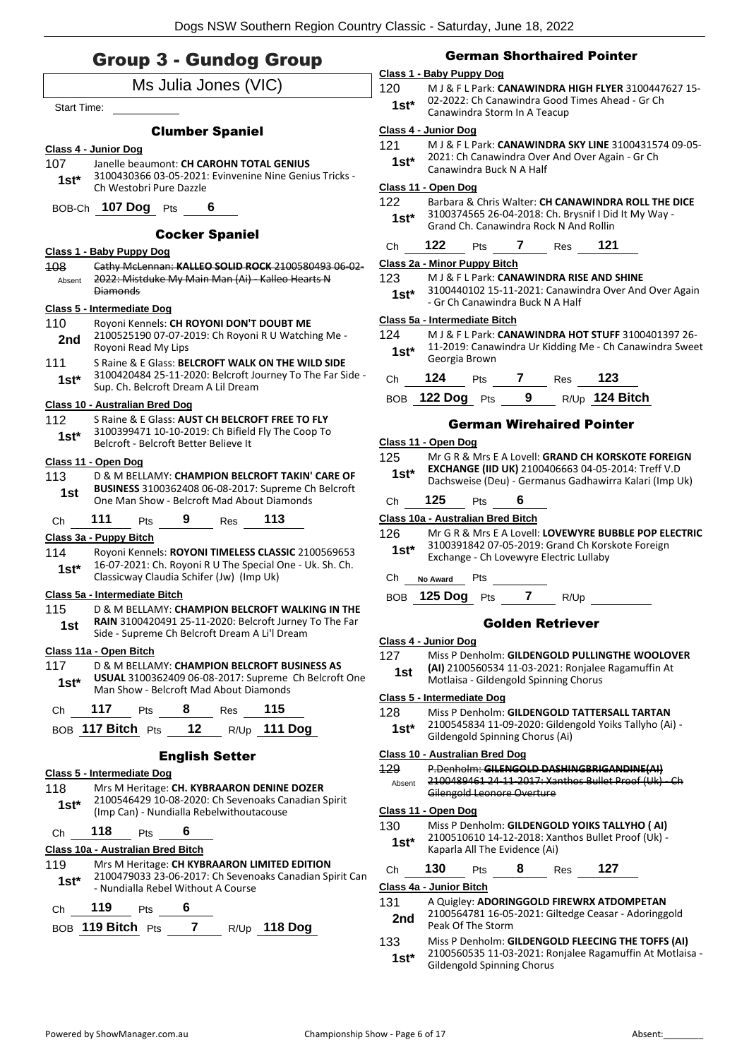# Group 3 - Gundog Group

Ms Julia Jones (VIC)

Start Time: ___________

### Clumber Spaniel

**Class 4 - Junior Dog**

107 Janelle beaumont: **CH CAROHN TOTAL GENIUS**
**1st*** 3100430366 03-05-2021: Evinvenine Nine Genius Tricks - Ch Westobri Pure Dazzle

BOB-Ch **107 Dog** Pts **6**

### Cocker Spaniel

**Class 1 - Baby Puppy Dog**

108 ~~Cathy McLennan: **KALLEO SOLID ROCK** 2100580493 06-02-2022: Mistduke My Main Man (Ai) - Kalleo Hearts N Diamonds~~
Absent

**Class 5 - Intermediate Dog**

110 Royoni Kennels: **CH ROYONI DON'T DOUBT ME**
**2nd** 2100525190 07-07-2019: Ch Royoni R U Watching Me - Royoni Read My Lips

111 S Raine & E Glass: **BELCROFT WALK ON THE WILD SIDE**
**1st*** 3100420484 25-11-2020: Belcroft Journey To The Far Side - Sup. Ch. Belcroft Dream A Lil Dream

**Class 10 - Australian Bred Dog**

112 S Raine & E Glass: **AUST CH BELCROFT FREE TO FLY**
**1st*** 3100399471 10-10-2019: Ch Bifield Fly The Coop To Belcroft - Belcroft Better Believe It

**Class 11 - Open Dog**

113 D & M BELLAMY: **CHAMPION BELCROFT TAKIN' CARE OF BUSINESS** 3100362408 06-08-2017: Supreme Ch Belcroft One Man Show - Belcroft Mad About Diamonds
**1st**

Ch **111** Pts **9** Res **113**

**Class 3a - Puppy Bitch**

114 Royoni Kennels: **ROYONI TIMELESS CLASSIC** 2100569653
**1st*** 16-07-2021: Ch. Royoni R U The Special One - Uk. Sh. Ch. Classicway Claudia Schifer (Jw) (Imp Uk)

**Class 5a - Intermediate Bitch**

115 D & M BELLAMY: **CHAMPION BELCROFT WALKING IN THE RAIN** 3100420491 25-11-2020: Belcroft Jurney To The Far Side - Supreme Ch Belcroft Dream A Li'l Dream
**1st**

**Class 11a - Open Bitch**

117 D & M BELLAMY: **CHAMPION BELCROFT BUSINESS AS USUAL** 3100362409 06-08-2017: Supreme Ch Belcroft One Man Show - Belcroft Mad About Diamonds
**1st***

Ch **117** Pts **8** Res **115**

BOB **117 Bitch** Pts **12** R/Up **111 Dog**

### English Setter

**Class 5 - Intermediate Dog**

118 Mrs M Heritage: **CH. KYBRAARON DENINE DOZER**
**1st*** 2100546429 10-08-2020: Ch Sevenoaks Canadian Spirit (Imp Can) - Nundialla Rebelwithoutacouse

Ch **118** Pts **6**

**Class 10a - Australian Bred Bitch**

119 Mrs M Heritage: **CH KYBRAARON LIMITED EDITION**
**1st*** 2100479033 23-06-2017: Ch Sevenoaks Canadian Spirit Can - Nundialla Rebel Without A Course

Ch **119** Pts **6**

BOB **119 Bitch** Pts **7** R/Up **118 Dog**

### German Shorthaired Pointer

**Class 1 - Baby Puppy Dog**

120 M J & F L Park: **CANAWINDRA HIGH FLYER** 3100447627 15-02-2022: Ch Canawindra Good Times Ahead - Gr Ch Canawindra Storm In A Teacup
**1st***

**Class 4 - Junior Dog**

121 M J & F L Park: **CANAWINDRA SKY LINE** 3100431574 09-05-2021: Ch Canawindra Over And Over Again - Gr Ch Canawindra Buck N A Half
**1st***

**Class 11 - Open Dog**

122 Barbara & Chris Walter: **CH CANAWINDRA ROLL THE DICE**
**1st*** 3100374565 26-04-2018: Ch. Brysnif I Did It My Way - Grand Ch. Canawindra Rock N And Rollin

Ch **122** Pts **7** Res **121**

**Class 2a - Minor Puppy Bitch**

123 M J & F L Park: **CANAWINDRA RISE AND SHINE**
**1st*** 3100440102 15-11-2021: Canawindra Over And Over Again - Gr Ch Canawindra Buck N A Half

**Class 5a - Intermediate Bitch**

124 M J & F L Park: **CANAWINDRA HOT STUFF** 3100401397 26-11-2019: Canawindra Ur Kidding Me - Ch Canawindra Sweet Georgia Brown
**1st***

Ch **124** Pts **7** Res **123**

BOB **122 Dog** Pts **9** R/Up **124 Bitch**

### German Wirehaired Pointer

**Class 11 - Open Dog**

125 Mr G R & Mrs E A Lovell: **GRAND CH KORSKOTE FOREIGN EXCHANGE (IID UK)** 2100406663 04-05-2014: Treff V.D Dachsweise (Deu) - Germanus Gadhawirra Kalari (Imp Uk)
**1st***

Ch **125** Pts **6**

**Class 10a - Australian Bred Bitch**

126 Mr G R & Mrs E A Lovell: **LOVEWYRE BUBBLE POP ELECTRIC**
**1st*** 3100391842 07-05-2019: Grand Ch Korskote Foreign Exchange - Ch Lovewyre Electric Lullaby

Ch **No Award** Pts

BOB **125 Dog** Pts **7** R/Up

### Golden Retriever

**Class 4 - Junior Dog**

127 Miss P Denholm: **GILDENGOLD PULLINGTHE WOOLOVER (AI)** 2100560534 11-03-2021: Ronjalee Ragamuffin At Motlaisa - Gildengold Spinning Chorus
**1st**

**Class 5 - Intermediate Dog**

128 Miss P Denholm: **GILDENGOLD TATTERSALL TARTAN**
**1st*** 2100545834 11-09-2020: Gildengold Yoiks Tallyho (Ai) - Gildengold Spinning Chorus (Ai)

**Class 10 - Australian Bred Dog**

129 ~~P.Denholm: **GILENGOLD DASHINGBRIGANDINE(AI)** 2100489461 24-11-2017: Xanthos Bullet Proof (Uk) - Ch Gilengold Leonore Overture~~
Absent

**Class 11 - Open Dog**

130 Miss P Denholm: **GILDENGOLD YOIKS TALLYHO ( AI)**
**1st*** 2100510610 14-12-2018: Xanthos Bullet Proof (Uk) - Kaparla All The Evidence (Ai)

Ch **130** Pts **8** Res **127**

**Class 4a - Junior Bitch**

131 A Quigley: **ADORINGGOLD FIREWRX ATDOMPETAN**
**2nd** 2100564781 16-05-2021: Giltedge Ceasar - Adoringgold Peak Of The Storm

133 Miss P Denholm: **GILDENGOLD FLEECING THE TOFFS (AI)**
**1st*** 2100560535 11-03-2021: Ronjalee Ragamuffin At Motlaisa - Gildengold Spinning Chorus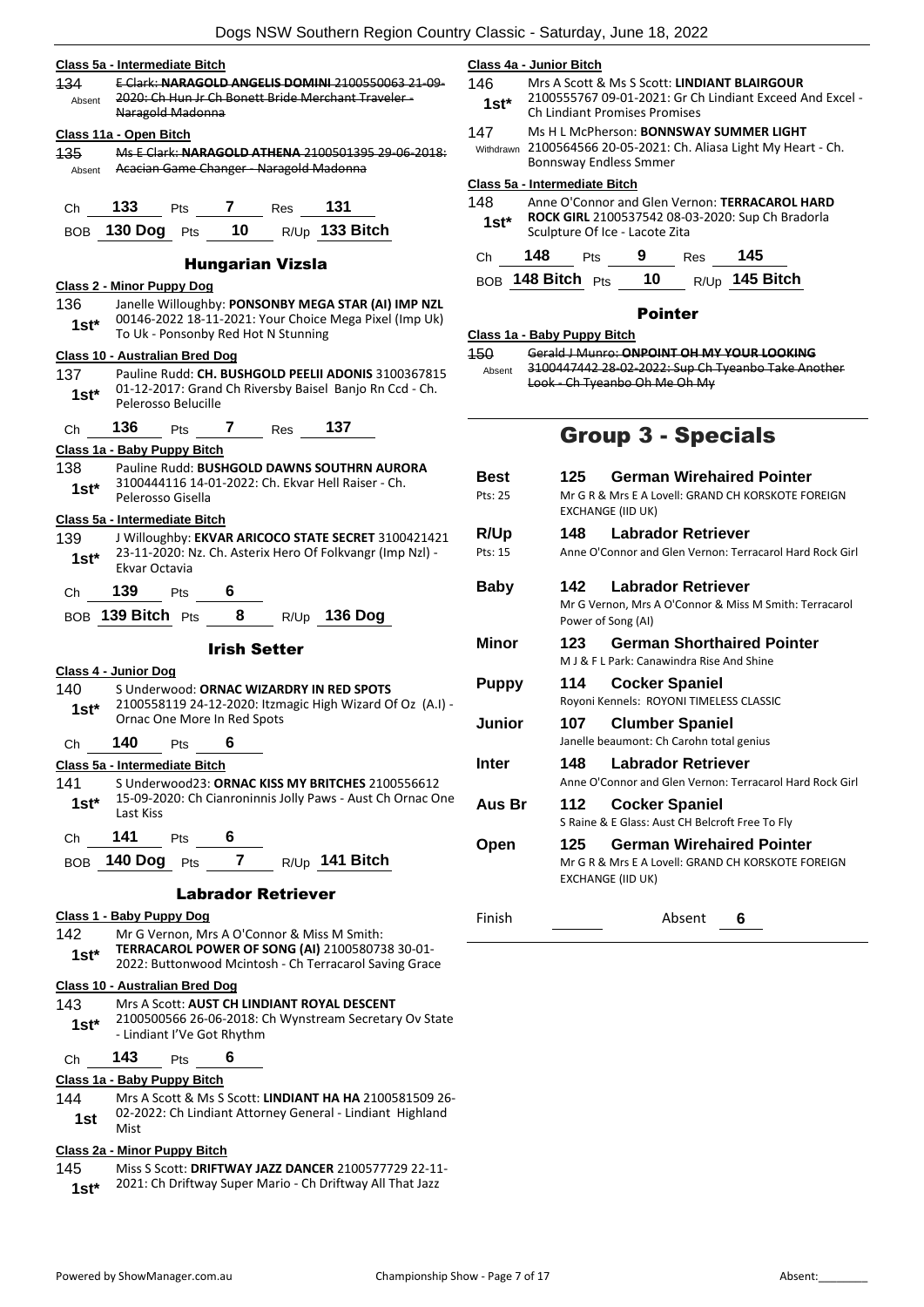#### Class 5a - Intermediate Bitch

134 Absent ~~E Clark: **NARAGOLD ANGELIS DOMINI** 2100550063 21-09-2020: Ch Hun Jr Ch Bonett Bride Merchant Traveler - Naragold Madonna~~

#### Class 11a - Open Bitch

135 Absent ~~Ms E Clark: **NARAGOLD ATHENA** 2100501395 29-06-2018: Acacian Game Changer - Naragold Madonna~~

Ch **133** Pts **7** Res **131**

BOB **130 Dog** Pts **10** R/Up **133 Bitch**

## Hungarian Vizsla

#### Class 2 - Minor Puppy Dog

136 1st* Janelle Willoughby: **PONSONBY MEGA STAR (AI) IMP NZL** 00146-2022 18-11-2021: Your Choice Mega Pixel (Imp Uk) To Uk - Ponsonby Red Hot N Stunning

#### Class 10 - Australian Bred Dog

137 1st* Pauline Rudd: **CH. BUSHGOLD PEELII ADONIS** 3100367815 01-12-2017: Grand Ch Riversby Baisel Banjo Rn Ccd - Ch. Pelerosso Belucille

Ch **136** Pts **7** Res **137**

#### Class 1a - Baby Puppy Bitch

138 1st* Pauline Rudd: **BUSHGOLD DAWNS SOUTHRN AURORA** 3100444116 14-01-2022: Ch. Ekvar Hell Raiser - Ch. Pelerosso Gisella

#### Class 5a - Intermediate Bitch

139 1st* J Willoughby: **EKVAR ARICOCO STATE SECRET** 3100421421 23-11-2020: Nz. Ch. Asterix Hero Of Folkvangr (Imp Nzl) - Ekvar Octavia

Ch **139** Pts **6**

BOB **139 Bitch** Pts **8** R/Up **136 Dog**

## Irish Setter

#### Class 4 - Junior Dog

140 1st* S Underwood: **ORNAC WIZARDRY IN RED SPOTS** 2100558119 24-12-2020: Itzmagic High Wizard Of Oz (A.I) - Ornac One More In Red Spots

Ch **140** Pts **6**

#### Class 5a - Intermediate Bitch

141 1st* S Underwood23: **ORNAC KISS MY BRITCHES** 2100556612 15-09-2020: Ch Cianroninnis Jolly Paws - Aust Ch Ornac One Last Kiss

Ch **141** Pts **6**

BOB **140 Dog** Pts **7** R/Up **141 Bitch**

## Labrador Retriever

#### Class 1 - Baby Puppy Dog

142 1st* Mr G Vernon, Mrs A O'Connor & Miss M Smith: **TERRACAROL POWER OF SONG (AI)** 2100580738 30-01-2022: Buttonwood Mcintosh - Ch Terracarol Saving Grace

#### Class 10 - Australian Bred Dog

143 1st* Mrs A Scott: **AUST CH LINDIANT ROYAL DESCENT** 2100500566 26-06-2018: Ch Wynstream Secretary Ov State - Lindiant I've Got Rhythm

Ch **143** Pts **6**

#### Class 1a - Baby Puppy Bitch

144 1st Mrs A Scott & Ms S Scott: **LINDIANT HA HA** 2100581509 26-02-2022: Ch Lindiant Attorney General - Lindiant Highland Mist

#### Class 2a - Minor Puppy Bitch

145 1st* Miss S Scott: **DRIFTWAY JAZZ DANCER** 2100577729 22-11-2021: Ch Driftway Super Mario - Ch Driftway All That Jazz

#### Class 4a - Junior Bitch

146 1st* Mrs A Scott & Ms S Scott: **LINDIANT BLAIRGOUR** 2100555767 09-01-2021: Gr Ch Lindiant Exceed And Excel - Ch Lindiant Promises Promises

147 Withdrawn Ms H L McPherson: **BONNSWAY SUMMER LIGHT** 2100564566 20-05-2021: Ch. Aliasa Light My Heart - Ch. Bonnsway Endless Smmer

#### Class 5a - Intermediate Bitch

148 1st* Anne O'Connor and Glen Vernon: **TERRACAROL HARD ROCK GIRL** 2100537542 08-03-2020: Sup Ch Bradorla Sculpture Of Ice - Lacote Zita

Ch **148** Pts **9** Res **145**

BOB **148 Bitch** Pts **10** R/Up **145 Bitch**

## Pointer

#### Class 1a - Baby Puppy Bitch

150 Absent ~~Gerald J Munro: **ONPOINT OH MY YOUR LOOKING** 3100447442 28-02-2022: Sup Ch Tyeanbo Take Another Look - Ch Tyeanbo Oh Me Oh My~~

# Group 3 - Specials

| | | |
|---|---|---|
| **Best** Pts: 25 | **125** | **German Wirehaired Pointer** Mr G R & Mrs E A Lovell: GRAND CH KORSKOTE FOREIGN EXCHANGE (IID UK) |
| **R/Up** Pts: 15 | **148** | **Labrador Retriever** Anne O'Connor and Glen Vernon: Terracarol Hard Rock Girl |
| **Baby** | **142** | **Labrador Retriever** Mr G Vernon, Mrs A O'Connor & Miss M Smith: Terracarol Power of Song (AI) |
| **Minor** | **123** | **German Shorthaired Pointer** M J & F L Park: Canawindra Rise And Shine |
| **Puppy** | **114** | **Cocker Spaniel** Royoni Kennels: ROYONI TIMELESS CLASSIC |
| **Junior** | **107** | **Clumber Spaniel** Janelle beaumont: Ch Carohn total genius |
| **Inter** | **148** | **Labrador Retriever** Anne O'Connor and Glen Vernon: Terracarol Hard Rock Girl |
| **Aus Br** | **112** | **Cocker Spaniel** S Raine & E Glass: Aust CH Belcroft Free To Fly |
| **Open** | **125** | **German Wirehaired Pointer** Mr G R & Mrs E A Lovell: GRAND CH KORSKOTE FOREIGN EXCHANGE (IID UK) |

Finish ______ Absent **6**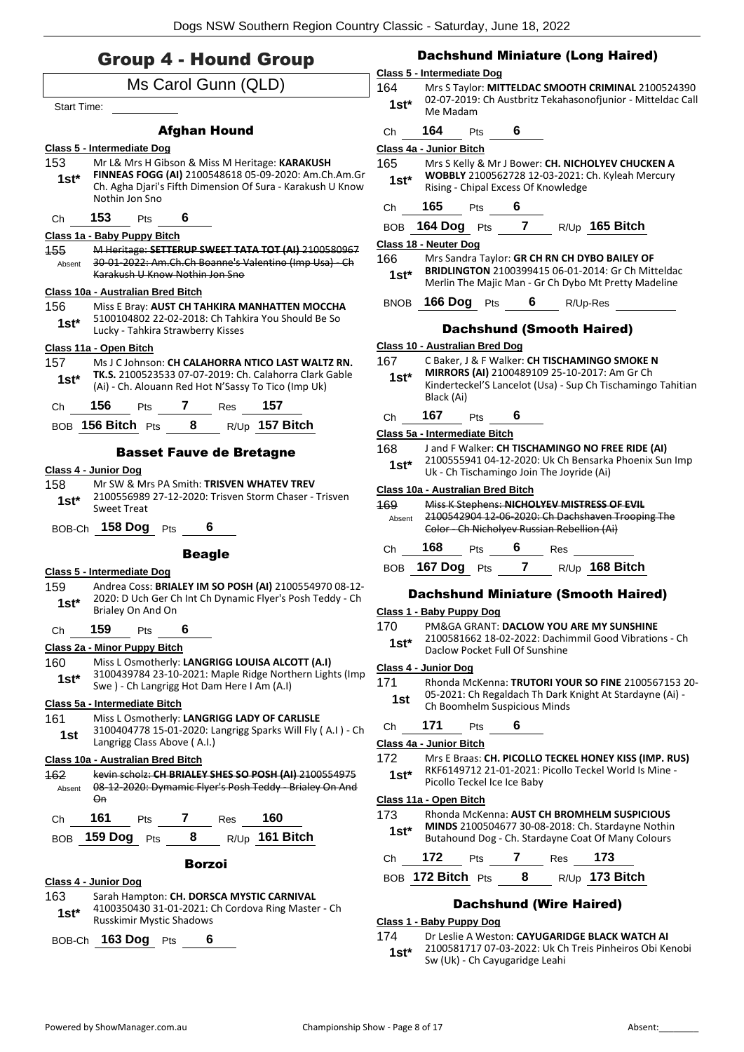# Group 4 - Hound Group

## Ms Carol Gunn (QLD)

Start Time: ___________

### Afghan Hound

**Class 5 - Intermediate Dog**

153 Mr L& Mrs H Gibson & Miss M Heritage: **KARAKUSH FINNEAS FOGG (AI)** 2100548618 05-09-2020: Am.Ch.Am.Gr Ch. Agha Djari's Fifth Dimension Of Sura - Karakush U Know Nothin Jon Sno
**1st***

Ch **153** Pts **6**

**Class 1a - Baby Puppy Bitch**

155 ~~M Heritage: **SETTERUP SWEET TATA TOT (AI)** 2100580967 30-01-2022: Am.Ch.Ch Boanne's Valentino (Imp Usa) - Ch Karakush U Know Nothin Jon Sno~~
Absent

**Class 10a - Australian Bred Bitch**

156 Miss E Bray: **AUST CH TAHKIRA MANHATTEN MOCCHA** 5100104802 22-02-2018: Ch Tahkira You Should Be So Lucky - Tahkira Strawberry Kisses
**1st***

**Class 11a - Open Bitch**

157 Ms J C Johnson: **CH CALAHORRA NTICO LAST WALTZ RN. TK.S.** 2100523533 07-07-2019: Ch. Calahorra Clark Gable (Ai) - Ch. Alouann Red Hot N'Sassy To Tico (Imp Uk)
**1st***

Ch **156** Pts **7** Res **157**

BOB **156 Bitch** Pts **8** R/Up **157 Bitch**

### Basset Fauve de Bretagne

**Class 4 - Junior Dog**

158 Mr SW & Mrs PA Smith: **TRISVEN WHATEV TREV** 2100556989 27-12-2020: Trisven Storm Chaser - Trisven Sweet Treat
**1st***

BOB-Ch **158 Dog** Pts **6**

### Beagle

**Class 5 - Intermediate Dog**

159 Andrea Coss: **BRIALEY IM SO POSH (AI)** 2100554970 08-12-2020: D Uch Ger Ch Int Ch Dynamic Flyer's Posh Teddy - Ch Brialey On And On
**1st***

Ch **159** Pts **6**

**Class 2a - Minor Puppy Bitch**

160 Miss L Osmotherly: **LANGRIGG LOUISA ALCOTT (A.I)** 3100439784 23-10-2021: Maple Ridge Northern Lights (Imp Swe ) - Ch Langrigg Hot Dam Here I Am (A.I)
**1st***

**Class 5a - Intermediate Bitch**

161 Miss L Osmotherly: **LANGRIGG LADY OF CARLISLE** 3100404778 15-01-2020: Langrigg Sparks Will Fly ( A.I ) - Ch Langrigg Class Above ( A.I.)
**1st**

**Class 10a - Australian Bred Bitch**

162 ~~kevin scholz: **CH BRIALEY SHES SO POSH (AI)** 2100554975 08-12-2020: Dymamic Flyer's Posh Teddy - Brialey On And On~~
Absent

Ch **161** Pts **7** Res **160**

BOB **159 Dog** Pts **8** R/Up **161 Bitch**

### Borzoi

**Class 4 - Junior Dog**

163 Sarah Hampton: **CH. DORSCA MYSTIC CARNIVAL** 4100350430 31-01-2021: Ch Cordova Ring Master - Ch Russkimir Mystic Shadows
**1st***

BOB-Ch **163 Dog** Pts **6**

### Dachshund Miniature (Long Haired)

**Class 5 - Intermediate Dog**

164 Mrs S Taylor: **MITTELDAC SMOOTH CRIMINAL** 2100524390 02-07-2019: Ch Austbritz Tekahasonofjunior - Mitteldac Call Me Madam
**1st***

Ch **164** Pts **6**

**Class 4a - Junior Bitch**

165 Mrs S Kelly & Mr J Bower: **CH. NICHOLYEV CHUCKEN A WOBBLY** 2100562728 12-03-2021: Ch. Kyleah Mercury Rising - Chipal Excess Of Knowledge
**1st***

Ch **165** Pts **6**

BOB **164 Dog** Pts **7** R/Up **165 Bitch**

**Class 18 - Neuter Dog**

166 Mrs Sandra Taylor: **GR CH RN CH DYBO BAILEY OF BRIDLINGTON** 2100399415 06-01-2014: Gr Ch Mitteldac Merlin The Majic Man - Gr Ch Dybo Mt Pretty Madeline
**1st***

BNOB **166 Dog** Pts **6** R/Up-Res ___________

### Dachshund (Smooth Haired)

**Class 10 - Australian Bred Dog**

167 C Baker, J & F Walker: **CH TISCHAMINGO SMOKE N MIRRORS (AI)** 2100489109 25-10-2017: Am Gr Ch Kinderteckel'S Lancelot (Usa) - Sup Ch Tischamingo Tahitian Black (Ai)
**1st***

Ch **167** Pts **6**

**Class 5a - Intermediate Bitch**

168 J and F Walker: **CH TISCHAMINGO NO FREE RIDE (AI)** 2100555941 04-12-2020: Uk Ch Bensarka Phoenix Sun Imp Uk - Ch Tischamingo Join The Joyride (Ai)
**1st***

**Class 10a - Australian Bred Bitch**

169 ~~Miss K Stephens: **NICHOLYEV MISTRESS OF EVIL** 2100542904 12-06-2020: Ch Dachshaven Trooping The Color - Ch Nicholyev Russian Rebellion (Ai)~~
Absent

Ch **168** Pts **6** Res ___________

BOB **167 Dog** Pts **7** R/Up **168 Bitch**

### Dachshund Miniature (Smooth Haired)

**Class 1 - Baby Puppy Dog**

170 PM&GA GRANT: **DACLOW YOU ARE MY SUNSHINE** 2100581662 18-02-2022: Dachimmil Good Vibrations - Ch Daclow Pocket Full Of Sunshine
**1st***

**Class 4 - Junior Dog**

171 Rhonda McKenna: **TRUTORI YOUR SO FINE** 2100567153 20-05-2021: Ch Regaldach Th Dark Knight At Stardayne (Ai) - Ch Boomhelm Suspicious Minds
**1st**

Ch **171** Pts **6**

**Class 4a - Junior Bitch**

172 Mrs E Braas: **CH. PICOLLO TECKEL HONEY KISS (IMP. RUS)** RKF6149712 21-01-2021: Picollo Teckel World Is Mine - Picollo Teckel Ice Ice Baby
**1st***

**Class 11a - Open Bitch**

173 Rhonda McKenna: **AUST CH BROMHELM SUSPICIOUS MINDS** 2100504677 30-08-2018: Ch. Stardayne Nothin Butahound Dog - Ch. Stardayne Coat Of Many Colours
**1st***

Ch **172** Pts **7** Res **173**

BOB **172 Bitch** Pts **8** R/Up **173 Bitch**

### Dachshund (Wire Haired)

**Class 1 - Baby Puppy Dog**

174 Dr Leslie A Weston: **CAYUGARIDGE BLACK WATCH AI** 2100581717 07-03-2022: Uk Ch Treis Pinheiros Obi Kenobi Sw (Uk) - Ch Cayugaridge Leahi
**1st***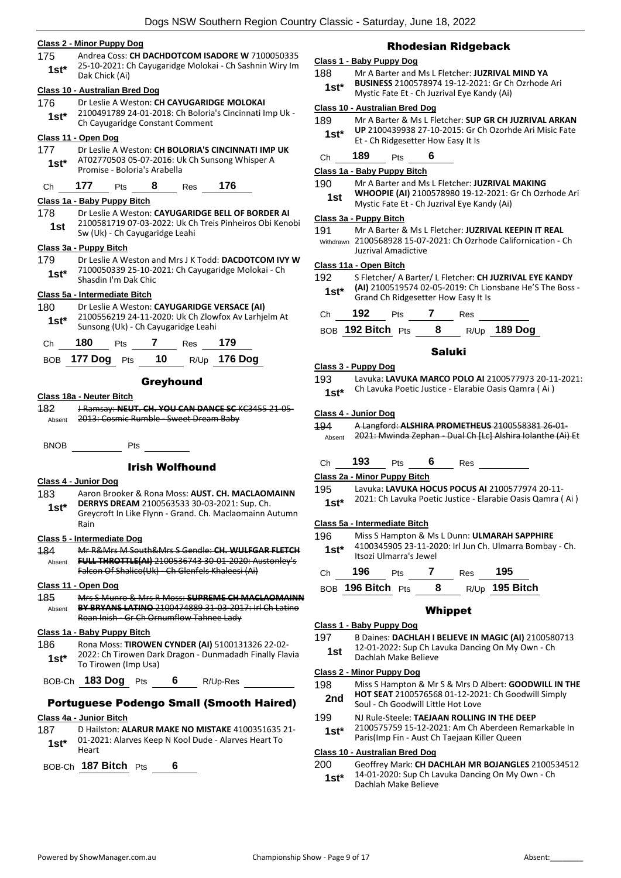### Class 2 - Minor Puppy Dog

175 **1st*** Andrea Coss: **CH DACHDOTCOM ISADORE W** 7100050335 25-10-2021: Ch Cayugaridge Molokai - Ch Sashnin Wiry Im Dak Chick (Ai)

### Class 10 - Australian Bred Dog

176 **1st*** Dr Leslie A Weston: **CH CAYUGARIDGE MOLOKAI** 2100491789 24-01-2018: Ch Boloria's Cincinnati Imp Uk - Ch Cayugaridge Constant Comment

### Class 11 - Open Dog

177 **1st*** Dr Leslie A Weston: **CH BOLORIA'S CINCINNATI IMP UK** AT02770503 05-07-2016: Uk Ch Sunsong Whisper A Promise - Boloria's Arabella

Ch 177 Pts 8 Res 176

### Class 1a - Baby Puppy Bitch

178 **1st** Dr Leslie A Weston: **CAYUGARIDGE BELL OF BORDER AI** 2100581719 07-03-2022: Uk Ch Treis Pinheiros Obi Kenobi Sw (Uk) - Ch Cayugaridge Leahi

### Class 3a - Puppy Bitch

179 **1st*** Dr Leslie A Weston and Mrs J K Todd: **DACDOTCOM IVY W** 7100050339 25-10-2021: Ch Cayugaridge Molokai - Ch Shasdin I'm Dak Chic

### Class 5a - Intermediate Bitch

180 **1st*** Dr Leslie A Weston: **CAYUGARIDGE VERSACE (AI)** 2100556219 24-11-2020: Uk Ch Zlowfox Av Larhjelm At Sunsong (Uk) - Ch Cayugaridge Leahi

Ch 180 Pts 7 Res 179

BOB 177 Dog Pts 10 R/Up 176 Dog

## Greyhound

### Class 18a - Neuter Bitch

182 Absent ~~J Ramsay: **NEUT. CH. YOU CAN DANCE SC** KC3455 21-05-2013: Cosmic Rumble - Sweet Dream Baby~~

BNOB Pts

## Irish Wolfhound

### Class 4 - Junior Dog

183 **1st*** Aaron Brooker & Rona Moss: **AUST. CH. MACLAOMAINN DERRYS DREAM** 2100563533 30-03-2021: Sup. Ch. Greycroft In Like Flynn - Grand. Ch. Maclaomainn Autumn Rain

### Class 5 - Intermediate Dog

184 Absent ~~Mr R&Mrs M South&Mrs S Gendle: **CH. WULFGAR FLETCH FULL THROTTLE(AI)** 2100536743 30-01-2020: Austonley's Falcon Of Shalico(Uk) - Ch Glenfels Khaleesi (Ai)~~

### Class 11 - Open Dog

185 Absent ~~Mrs S Munro & Mrs R Moss: **SUPREME CH MACLAOMAINN BY BRYANS LATINO** 2100474889 31-03-2017: Irl Ch Latino Roan Inish - Gr Ch Ornumflow Tahnee Lady~~

### Class 1a - Baby Puppy Bitch

186 **1st*** Rona Moss: **TIROWEN CYNDER (AI)** 5100131326 22-02-2022: Ch Tirowen Dark Dragon - Dunmadadh Finally Flavia To Tirowen (Imp Usa)

BOB-Ch 183 Dog Pts 6 R/Up-Res

## Portuguese Podengo Small (Smooth Haired)

### Class 4a - Junior Bitch

187 **1st*** D Hailston: **ALARUR MAKE NO MISTAKE** 4100351635 21-01-2021: Alarves Keep N Kool Dude - Alarves Heart To Heart

BOB-Ch 187 Bitch Pts 6

## Rhodesian Ridgeback

### Class 1 - Baby Puppy Dog

188 **1st*** Mr A Barter and Ms L Fletcher: **JUZRIVAL MIND YA BUSINESS** 2100578974 19-12-2021: Gr Ch Ozrhode Ari Mystic Fate Et - Ch Juzrival Eye Kandy (Ai)

### Class 10 - Australian Bred Dog

189 **1st*** Mr A Barter & Ms L Fletcher: **SUP GR CH JUZRIVAL ARKAN UP** 2100439938 27-10-2015: Gr Ch Ozorhde Ari Misic Fate Et - Ch Ridgesetter How Easy It Is

Ch 189 Pts 6

### Class 1a - Baby Puppy Bitch

190 **1st** Mr A Barter and Ms L Fletcher: **JUZRIVAL MAKING WHOOPIE (AI)** 2100578980 19-12-2021: Gr Ch Ozrhode Ari Mystic Fate Et - Ch Juzrival Eye Kandy (Ai)

### Class 3a - Puppy Bitch

191 Withdrawn Mr A Barter & Ms L Fletcher: **JUZRIVAL KEEPIN IT REAL** 2100568928 15-07-2021: Ch Ozrhode Californication - Ch Juzrival Amadictive

### Class 11a - Open Bitch

192 **1st*** S Fletcher/ A Barter/ L Fletcher: **CH JUZRIVAL EYE KANDY (AI)** 2100519574 02-05-2019: Ch Lionsbane He'S The Boss - Grand Ch Ridgesetter How Easy It Is

Ch 192 Pts 7 Res

BOB 192 Bitch Pts 8 R/Up 189 Dog

## Saluki

### Class 3 - Puppy Dog

193 **1st*** Lavuka: **LAVUKA MARCO POLO AI** 2100577973 20-11-2021: Ch Lavuka Poetic Justice - Elarabie Oasis Qamra ( Ai )

### Class 4 - Junior Dog

194 Absent ~~A Langford: **ALSHIRA PROMETHEUS** 2100558381 26-01-2021: Mwinda Zephan - Dual Ch [Lc] Alshira Iolanthe (Ai) Et~~

Ch 193 Pts 6 Res

### Class 2a - Minor Puppy Bitch

195 **1st*** Lavuka: **LAVUKA HOCUS POCUS AI** 2100577974 20-11-2021: Ch Lavuka Poetic Justice - Elarabie Oasis Qamra ( Ai )

### Class 5a - Intermediate Bitch

196 **1st*** Miss S Hampton & Ms L Dunn: **ULMARAH SAPPHIRE** 4100345905 23-11-2020: Irl Jun Ch. Ulmarra Bombay - Ch. Itsozi Ulmarra's Jewel

Ch 196 Pts 7 Res 195

BOB 196 Bitch Pts 8 R/Up 195 Bitch

## Whippet

### Class 1 - Baby Puppy Dog

197 **1st** B Daines: **DACHLAH I BELIEVE IN MAGIC (AI)** 2100580713 12-01-2022: Sup Ch Lavuka Dancing On My Own - Ch Dachlah Make Believe

### Class 2 - Minor Puppy Dog

198 **2nd** Miss S Hampton & Mr S & Mrs D Albert: **GOODWILL IN THE HOT SEAT** 2100576568 01-12-2021: Ch Goodwill Simply Soul - Ch Goodwill Little Hot Love

199 **1st*** NJ Rule-Steele: **TAEJAAN ROLLING IN THE DEEP** 2100575759 15-12-2021: Am Ch Aberdeen Remarkable In Paris(Imp Fin - Aust Ch Taejaan Killer Queen

### Class 10 - Australian Bred Dog

200 **1st*** Geoffrey Mark: **CH DACHLAH MR BOJANGLES** 2100534512 14-01-2020: Sup Ch Lavuka Dancing On My Own - Ch Dachlah Make Believe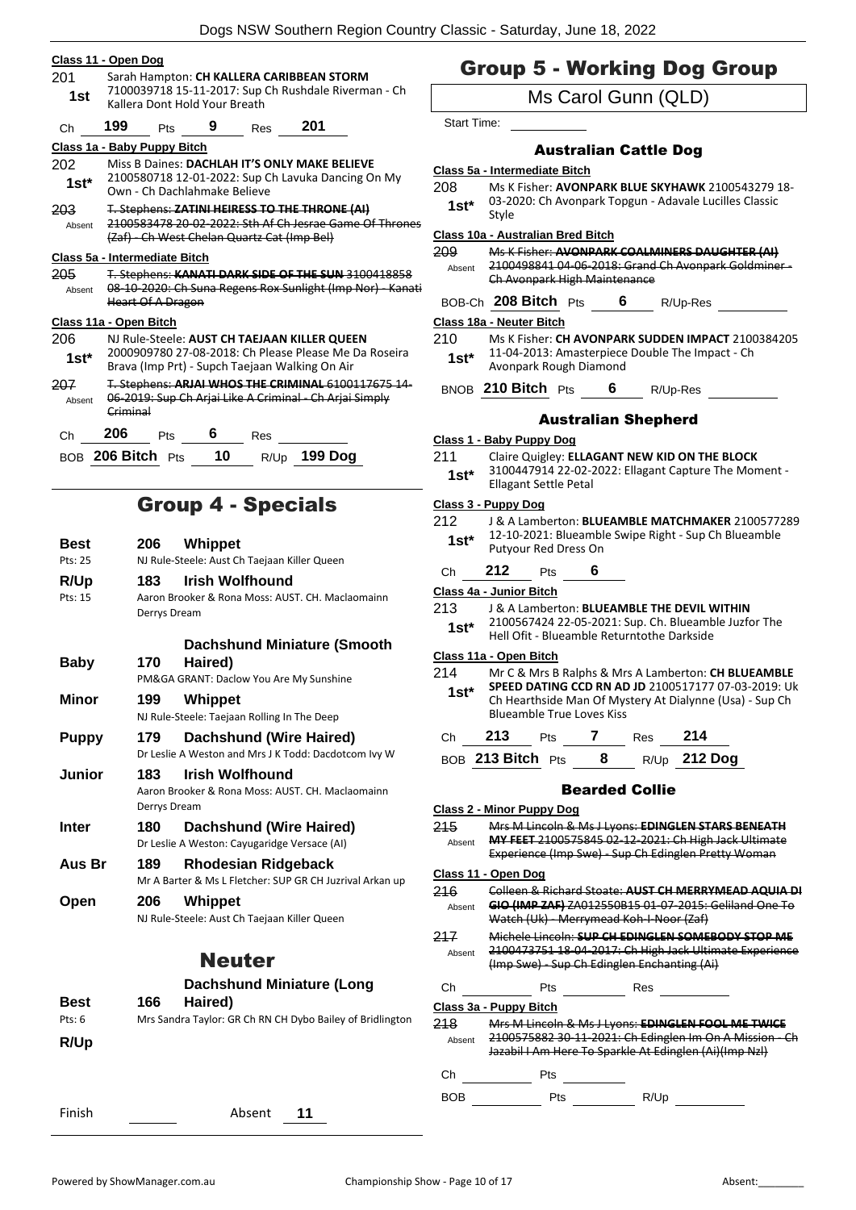**Class 11 - Open Dog**

201 **1st** Sarah Hampton: **CH KALLERA CARIBBEAN STORM** 7100039718 15-11-2017: Sup Ch Rushdale Riverman - Ch Kallera Dont Hold Your Breath

Ch **199** Pts **9** Res **201**

**Class 1a - Baby Puppy Bitch**

202 **1st*** Miss B Daines: **DACHLAH IT'S ONLY MAKE BELIEVE** 2100580718 12-01-2022: Sup Ch Lavuka Dancing On My Own - Ch Dachlahmake Believe

203 Absent ~~T. Stephens: **ZATINI HEIRESS TO THE THRONE (AI)** 2100583478 20-02-2022: Sth Af Ch Jesrae Game Of Thrones (Zaf) - Ch West Chelan Quartz Cat (Imp Bel)~~

**Class 5a - Intermediate Bitch**

205 Absent ~~T. Stephens: **KANATI DARK SIDE OF THE SUN** 3100418858 08-10-2020: Ch Suna Regens Rox Sunlight (Imp Nor) - Kanati Heart Of A Dragon~~

**Class 11a - Open Bitch**

206 **1st*** NJ Rule-Steele: **AUST CH TAEJAAN KILLER QUEEN** 2000909780 27-08-2018: Ch Please Please Me Da Roseira Brava (Imp Prt) - Supch Taejaan Walking On Air

207 Absent ~~T. Stephens: **ARJAI WHOS THE CRIMINAL** 6100117675 14-06-2019: Sup Ch Arjai Like A Criminal - Ch Arjai Simply Criminal~~

Ch **206** Pts **6** Res

BOB **206 Bitch** Pts **10** R/Up **199 Dog**

# Group 4 - Specials

| | | |
|---|---|---|
| **Best** | **206** | **Whippet** |
| Pts: 25 | | NJ Rule-Steele: Aust Ch Taejaan Killer Queen |
| **R/Up** | **183** | **Irish Wolfhound** |
| Pts: 15 | | Aaron Brooker & Rona Moss: AUST. CH. Maclaomainn Derrys Dream |
| **Baby** | **170** | **Dachshund Miniature (Smooth Haired)** |
| | | PM&GA GRANT: Daclow You Are My Sunshine |
| **Minor** | **199** | **Whippet** |
| | | NJ Rule-Steele: Taejaan Rolling In The Deep |
| **Puppy** | **179** | **Dachshund (Wire Haired)** |
| | | Dr Leslie A Weston and Mrs J K Todd: Dacdotcom Ivy W |
| **Junior** | **183** | **Irish Wolfhound** |
| | | Aaron Brooker & Rona Moss: AUST. CH. Maclaomainn Derrys Dream |
| **Inter** | **180** | **Dachshund (Wire Haired)** |
| | | Dr Leslie A Weston: Cayugaridge Versace (AI) |
| **Aus Br** | **189** | **Rhodesian Ridgeback** |
| | | Mr A Barter & Ms L Fletcher: SUP GR CH Juzrival Arkan up |
| **Open** | **206** | **Whippet** |
| | | NJ Rule-Steele: Aust Ch Taejaan Killer Queen |

# Neuter

| | | |
|---|---|---|
| **Best** | **166** | **Dachshund Miniature (Long Haired)** |
| Pts: 6 | | Mrs Sandra Taylor: GR CH RN CH Dybo Bailey of Bridlington |
| **R/Up** | | |

Finish Absent **11**

# Group 5 - Working Dog Group

## Ms Carol Gunn (QLD)

Start Time:

### Australian Cattle Dog

**Class 5a - Intermediate Bitch**

208 **1st*** Ms K Fisher: **AVONPARK BLUE SKYHAWK** 2100543279 18-03-2020: Ch Avonpark Topgun - Adavale Lucilles Classic Style

**Class 10a - Australian Bred Bitch**

209 Absent ~~Ms K Fisher: **AVONPARK COALMINERS DAUGHTER (AI)** 2100498841 04-06-2018: Grand Ch Avonpark Goldminer - Ch Avonpark High Maintenance~~

BOB-Ch **208 Bitch** Pts **6** R/Up-Res

**Class 18a - Neuter Bitch**

210 **1st*** Ms K Fisher: **CH AVONPARK SUDDEN IMPACT** 2100384205 11-04-2013: Amasterpiece Double The Impact - Ch Avonpark Rough Diamond

BNOB **210 Bitch** Pts **6** R/Up-Res

### Australian Shepherd

**Class 1 - Baby Puppy Dog**

211 **1st*** Claire Quigley: **ELLAGANT NEW KID ON THE BLOCK** 3100447914 22-02-2022: Ellagant Capture The Moment - Ellagant Settle Petal

**Class 3 - Puppy Dog**

212 **1st*** J & A Lamberton: **BLUEAMBLE MATCHMAKER** 2100577289 12-10-2021: Blueamble Swipe Right - Sup Ch Blueamble Putyour Red Dress On

Ch **212** Pts **6**

**Class 4a - Junior Bitch**

213 **1st*** J & A Lamberton: **BLUEAMBLE THE DEVIL WITHIN** 2100567424 22-05-2021: Sup. Ch. Blueamble Juzfor The Hell Ofit - Blueamble Returntothe Darkside

**Class 11a - Open Bitch**

214 **1st*** Mr C & Mrs B Ralphs & Mrs A Lamberton: **CH BLUEAMBLE SPEED DATING CCD RN AD JD** 2100517177 07-03-2019: Uk Ch Hearthside Man Of Mystery At Dialynne (Usa) - Sup Ch Blueamble True Loves Kiss

Ch **213** Pts **7** Res **214**

BOB **213 Bitch** Pts **8** R/Up **212 Dog**

### Bearded Collie

**Class 2 - Minor Puppy Dog**

215 Absent ~~Mrs M Lincoln & Ms J Lyons: **EDINGLEN STARS BENEATH MY FEET** 2100575845 02-12-2021: Ch High Jack Ultimate Experience (Imp Swe) - Sup Ch Edinglen Pretty Woman~~

**Class 11 - Open Dog**

216 Absent ~~Colleen & Richard Stoate: **AUST CH MERRYMEAD AQUIA DI GIO (IMP ZAF)** ZA012550B15 01-07-2015: Geliland One To Watch (Uk) - Merrymead Koh-I-Noor (Zaf)~~

217 Absent ~~Michele Lincoln: **SUP CH EDINGLEN SOMEBODY STOP ME** 2100473751 18-04-2017: Ch High Jack Ultimate Experience (Imp Swe) - Sup Ch Edinglen Enchanting (Ai)~~

Ch Pts Res

**Class 3a - Puppy Bitch**

218 Absent ~~Mrs M Lincoln & Ms J Lyons: **EDINGLEN FOOL ME TWICE** 2100575882 30-11-2021: Ch Edinglen Im On A Mission - Ch Jazabil I Am Here To Sparkle At Edinglen (Ai)(Imp Nzl)~~

Ch Pts

BOB Pts R/Up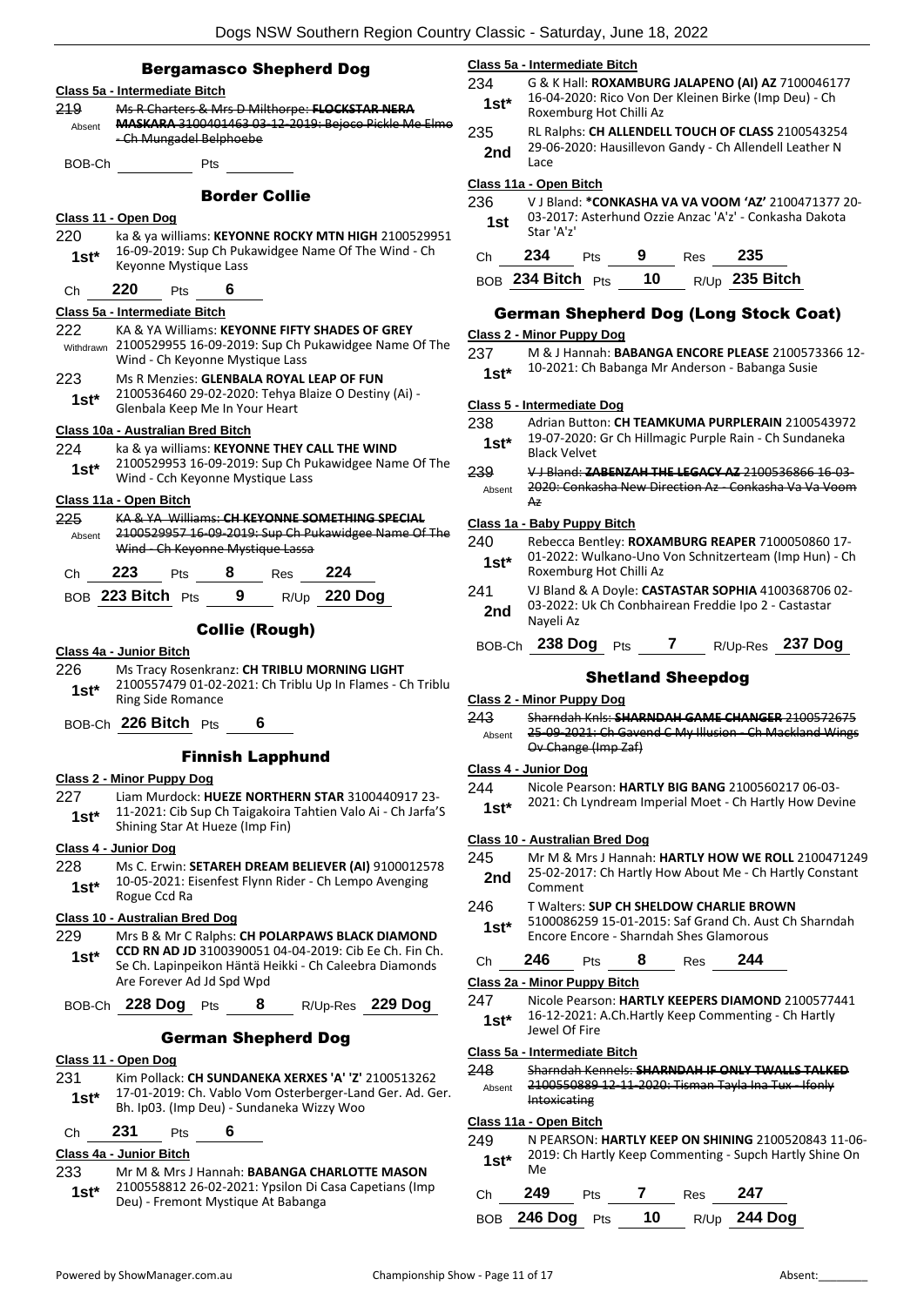## Bergamasco Shepherd Dog

### Class 5a - Intermediate Bitch

219 Absent ~~Ms R Charters & Mrs D Milthorpe: **FLOCKSTAR NERA MASKARA** 3100401463 03-12-2019: Bejoco Pickle Me Elmo - Ch Mungadel Belphoebe~~

BOB-Ch ______ Pts ______

## Border Collie

### Class 11 - Open Dog

220 1st* ka & ya williams: **KEYONNE ROCKY MTN HIGH** 2100529951 16-09-2019: Sup Ch Pukawidgee Name Of The Wind - Ch Keyonne Mystique Lass

Ch **220** Pts **6**

### Class 5a - Intermediate Bitch

222 Withdrawn KA & YA Williams: **KEYONNE FIFTY SHADES OF GREY** 2100529955 16-09-2019: Sup Ch Pukawidgee Name Of The Wind - Ch Keyonne Mystique Lass

223 1st* Ms R Menzies: **GLENBALA ROYAL LEAP OF FUN** 2100536460 29-02-2020: Tehya Blaize O Destiny (Ai) - Glenbala Keep Me In Your Heart

### Class 10a - Australian Bred Bitch

224 1st* ka & ya williams: **KEYONNE THEY CALL THE WIND** 2100529953 16-09-2019: Sup Ch Pukawidgee Name Of The Wind - Cch Keyonne Mystique Lass

### Class 11a - Open Bitch

225 Absent ~~KA & YA Williams: **CH KEYONNE SOMETHING SPECIAL** 2100529957 16-09-2019: Sup Ch Pukawidgee Name Of The Wind - Ch Keyonne Mystique Lassa~~

Ch **223** Pts **8** Res **224**

BOB **223 Bitch** Pts **9** R/Up **220 Dog**

## Collie (Rough)

### Class 4a - Junior Bitch

226 1st* Ms Tracy Rosenkranz: **CH TRIBLU MORNING LIGHT** 2100557479 01-02-2021: Ch Triblu Up In Flames - Ch Triblu Ring Side Romance

BOB-Ch **226 Bitch** Pts **6**

## Finnish Lapphund

### Class 2 - Minor Puppy Dog

227 1st* Liam Murdock: **HUEZE NORTHERN STAR** 3100440917 23-11-2021: Cib Sup Ch Taigakoira Tahtien Valo Ai - Ch Jarfa'S Shining Star At Hueze (Imp Fin)

### Class 4 - Junior Dog

228 1st* Ms C. Erwin: **SETAREH DREAM BELIEVER (AI)** 9100012578 10-05-2021: Eisenfest Flynn Rider - Ch Lempo Avenging Rogue Ccd Ra

### Class 10 - Australian Bred Dog

229 1st* Mrs B & Mr C Ralphs: **CH POLARPAWS BLACK DIAMOND CCD RN AD JD** 3100390051 04-04-2019: Cib Ee Ch. Fin Ch. Se Ch. Lapinpeikon Häntä Heikki - Ch Caleebra Diamonds Are Forever Ad Jd Spd Wpd

BOB-Ch **228 Dog** Pts **8** R/Up-Res **229 Dog**

## German Shepherd Dog

### Class 11 - Open Dog

231 1st* Kim Pollack: **CH SUNDANEKA XERXES 'A' 'Z'** 2100513262 17-01-2019: Ch. Vablo Vom Osterberger-Land Ger. Ad. Ger. Bh. Ip03. (Imp Deu) - Sundaneka Wizzy Woo

Ch **231** Pts **6**

### Class 4a - Junior Bitch

233 1st* Mr M & Mrs J Hannah: **BABANGA CHARLOTTE MASON** 2100558812 26-02-2021: Ypsilon Di Casa Capetians (Imp Deu) - Fremont Mystique At Babanga

### Class 5a - Intermediate Bitch

234 1st* G & K Hall: **ROXAMBURG JALAPENO (AI) AZ** 7100046177 16-04-2020: Rico Von Der Kleinen Birke (Imp Deu) - Ch Roxemburg Hot Chilli Az

235 2nd RL Ralphs: **CH ALLENDELL TOUCH OF CLASS** 2100543254 29-06-2020: Hausillevon Gandy - Ch Allendell Leather N Lace

### Class 11a - Open Bitch

236 1st V J Bland: **\*CONKASHA VA VA VOOM 'AZ'** 2100471377 20-03-2017: Asterhund Ozzie Anzac 'A'z' - Conkasha Dakota Star 'A'z'

Ch **234** Pts **9** Res **235**

BOB **234 Bitch** Pts **10** R/Up **235 Bitch**

## German Shepherd Dog (Long Stock Coat)

### Class 2 - Minor Puppy Dog

237 1st* M & J Hannah: **BABANGA ENCORE PLEASE** 2100573366 12-10-2021: Ch Babanga Mr Anderson - Babanga Susie

### Class 5 - Intermediate Dog

238 1st* Adrian Button: **CH TEAMKUMA PURPLERAIN** 2100543972 19-07-2020: Gr Ch Hillmagic Purple Rain - Ch Sundaneka Black Velvet

239 Absent ~~V J Bland: **ZABENZAH THE LEGACY AZ** 2100536866 16-03-2020: Conkasha New Direction Az - Conkasha Va Va Voom Az~~

### Class 1a - Baby Puppy Bitch

240 1st* Rebecca Bentley: **ROXAMBURG REAPER** 7100050860 17-01-2022: Wulkano-Uno Von Schnitzerteam (Imp Hun) - Ch Roxemburg Hot Chilli Az

241 2nd VJ Bland & A Doyle: **CASTASTAR SOPHIA** 4100368706 02-03-2022: Uk Ch Conbhairean Freddie Ipo 2 - Castastar Nayeli Az

BOB-Ch **238 Dog** Pts **7** R/Up-Res **237 Dog**

## Shetland Sheepdog

### Class 2 - Minor Puppy Dog

243 Absent ~~Sharndah Knls: **SHARNDAH GAME CHANGER** 2100572675 25-09-2021: Ch Gavend C My Illusion - Ch Mackland Wings Ov Change (Imp Zaf)~~

### Class 4 - Junior Dog

244 1st* Nicole Pearson: **HARTLY BIG BANG** 2100560217 06-03-2021: Ch Lyndream Imperial Moet - Ch Hartly How Devine

### Class 10 - Australian Bred Dog

245 2nd Mr M & Mrs J Hannah: **HARTLY HOW WE ROLL** 2100471249 25-02-2017: Ch Hartly How About Me - Ch Hartly Constant Comment

246 1st* T Walters: **SUP CH SHELDOW CHARLIE BROWN** 5100086259 15-01-2015: Saf Grand Ch. Aust Ch Sharndah Encore Encore - Sharndah Shes Glamorous

Ch **246** Pts **8** Res **244**

### Class 2a - Minor Puppy Bitch

247 1st* Nicole Pearson: **HARTLY KEEPERS DIAMOND** 2100577441 16-12-2021: A.Ch.Hartly Keep Commenting - Ch Hartly Jewel Of Fire

### Class 5a - Intermediate Bitch

248 Absent ~~Sharndah Kennels: **SHARNDAH IF ONLY TWALLS TALKED** 2100550889 12-11-2020: Tisman Tayla Ina Tux - Ifonly Intoxicating~~

### Class 11a - Open Bitch

249 1st* N PEARSON: **HARTLY KEEP ON SHINING** 2100520843 11-06-2019: Ch Hartly Keep Commenting - Supch Hartly Shine On Me

Ch **249** Pts **7** Res **247**

BOB **246 Dog** Pts **10** R/Up **244 Dog**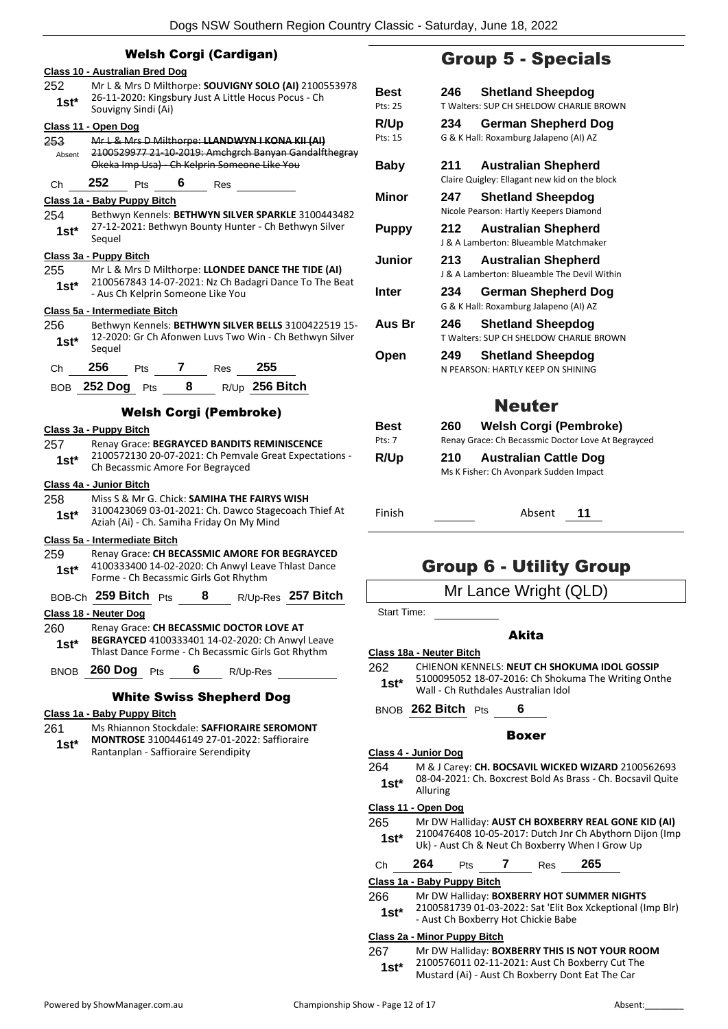## Welsh Corgi (Cardigan)

**Class 10 - Australian Bred Dog**

252 1st* — Mr L & Mrs D Milthorpe: **SOUVIGNY SOLO (AI)** 2100553978 26-11-2020: Kingsbury Just A Little Hocus Pocus - Ch Souvigny Sindi (Ai)

**Class 11 - Open Dog**

253 Absent — ~~Mr L & Mrs D Milthorpe: **LLANDWYN I KONA KII (AI)** 2100529977 21-10-2019: Amchgrch Banyan Gandalfthegray Okeka Imp Usa) - Ch Kelprin Someone Like You~~

Ch 252 Pts 6 Res

**Class 1a - Baby Puppy Bitch**

254 1st* — Bethwyn Kennels: **BETHWYN SILVER SPARKLE** 3100443482 27-12-2021: Bethwyn Bounty Hunter - Ch Bethwyn Silver Sequel

**Class 3a - Puppy Bitch**

255 1st* — Mr L & Mrs D Milthorpe: **LLONDEE DANCE THE TIDE (AI)** 2100567843 14-07-2021: Nz Ch Badagri Dance To The Beat - Aus Ch Kelprin Someone Like You

**Class 5a - Intermediate Bitch**

256 1st* — Bethwyn Kennels: **BETHWYN SILVER BELLS** 3100422519 15-12-2020: Gr Ch Afonwen Luvs Two Win - Ch Bethwyn Silver Sequel

Ch 256 Pts 7 Res 255

BOB 252 Dog Pts 8 R/Up 256 Bitch

## Welsh Corgi (Pembroke)

**Class 3a - Puppy Bitch**

257 1st* — Renay Grace: **BEGRAYCED BANDITS REMINISCENCE** 2100572130 20-07-2021: Ch Pemvale Great Expectations - Ch Becassmic Amore For Begrayced

**Class 4a - Junior Bitch**

258 1st* — Miss S & Mr G. Chick: **SAMIHA THE FAIRYS WISH** 3100423069 03-01-2021: Ch. Dawco Stagecoach Thief At Aziah (Ai) - Ch. Samiha Friday On My Mind

**Class 5a - Intermediate Bitch**

259 1st* — Renay Grace: **CH BECASSMIC AMORE FOR BEGRAYCED** 4100333400 14-02-2020: Ch Anwyl Leave Thlast Dance Forme - Ch Becassmic Girls Got Rhythm

BOB-Ch 259 Bitch Pts 8 R/Up-Res 257 Bitch

**Class 18 - Neuter Dog**

260 1st* — Renay Grace: **CH BECASSMIC DOCTOR LOVE AT BEGRAYCED** 4100333401 14-02-2020: Ch Anwyl Leave Thlast Dance Forme - Ch Becassmic Girls Got Rhythm

BNOB 260 Dog Pts 6 R/Up-Res

## White Swiss Shepherd Dog

**Class 1a - Baby Puppy Bitch**

261 1st* — Ms Rhiannon Stockdale: **SAFFIORAIRE SEROMONT MONTROSE** 3100446149 27-01-2022: Saffioraire Rantanplan - Saffioraire Serendipity

# Group 5 - Specials

| | | |
|---|---|---|
| **Best** Pts: 25 | **246 Shetland Sheepdog** | T Walters: SUP CH SHELDOW CHARLIE BROWN |
| **R/Up** Pts: 15 | **234 German Shepherd Dog** | G & K Hall: Roxamburg Jalapeno (AI) AZ |
| **Baby** | **211 Australian Shepherd** | Claire Quigley: Ellagant new kid on the block |
| **Minor** | **247 Shetland Sheepdog** | Nicole Pearson: Hartly Keepers Diamond |
| **Puppy** | **212 Australian Shepherd** | J & A Lamberton: Blueamble Matchmaker |
| **Junior** | **213 Australian Shepherd** | J & A Lamberton: Blueamble The Devil Within |
| **Inter** | **234 German Shepherd Dog** | G & K Hall: Roxamburg Jalapeno (AI) AZ |
| **Aus Br** | **246 Shetland Sheepdog** | T Walters: SUP CH SHELDOW CHARLIE BROWN |
| **Open** | **249 Shetland Sheepdog** | N PEARSON: HARTLY KEEP ON SHINING |

## Neuter

| | | |
|---|---|---|
| **Best** Pts: 7 | **260 Welsh Corgi (Pembroke)** | Renay Grace: Ch Becassmic Doctor Love At Begrayced |
| **R/Up** | **210 Australian Cattle Dog** | Ms K Fisher: Ch Avonpark Sudden Impact |

Finish ______ Absent 11

# Group 6 - Utility Group

Mr Lance Wright (QLD)

Start Time:

## Akita

**Class 18a - Neuter Bitch**

262 1st* — CHIENON KENNELS: **NEUT CH SHOKUMA IDOL GOSSIP** 5100095052 18-07-2016: Ch Shokuma The Writing Onthe Wall - Ch Ruthdales Australian Idol

BNOB 262 Bitch Pts 6

## Boxer

**Class 4 - Junior Dog**

264 1st* — M & J Carey: **CH. BOCSAVIL WICKED WIZARD** 2100562693 08-04-2021: Ch. Boxcrest Bold As Brass - Ch. Bocsavil Quite Alluring

**Class 11 - Open Dog**

265 1st* — Mr DW Halliday: **AUST CH BOXBERRY REAL GONE KID (AI)** 2100476408 10-05-2017: Dutch Jnr Ch Abythorn Dijon (Imp Uk) - Aust Ch & Neut Ch Boxberry When I Grow Up

Ch 264 Pts 7 Res 265

**Class 1a - Baby Puppy Bitch**

266 1st* — Mr DW Halliday: **BOXBERRY HOT SUMMER NIGHTS** 2100581739 01-03-2022: Sat 'Elit Box Xckeptional (Imp Blr) - Aust Ch Boxberry Hot Chickie Babe

**Class 2a - Minor Puppy Bitch**

267 1st* — Mr DW Halliday: **BOXBERRY THIS IS NOT YOUR ROOM** 2100576011 02-11-2021: Aust Ch Boxberry Cut The Mustard (Ai) - Aust Ch Boxberry Dont Eat The Car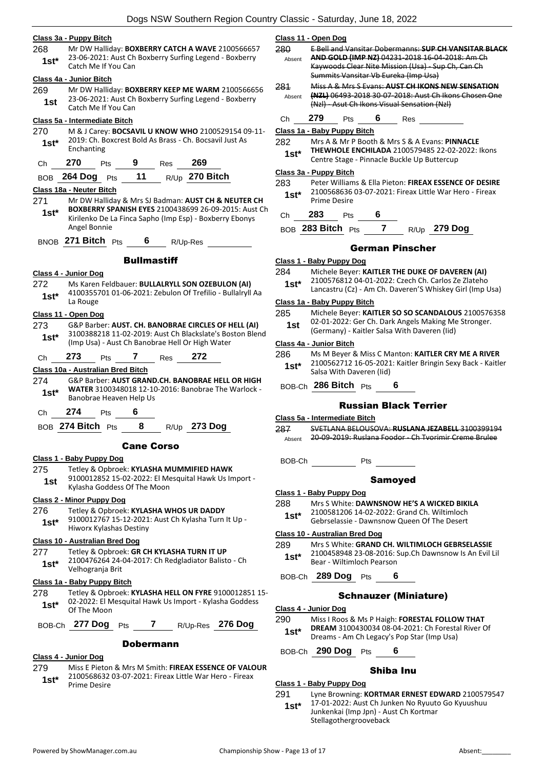**Class 3a - Puppy Bitch**

268 — 1st* — Mr DW Halliday: **BOXBERRY CATCH A WAVE** 2100566657 23-06-2021: Aust Ch Boxberry Surfing Legend - Boxberry Catch Me If You Can

**Class 4a - Junior Bitch**

269 — 1st — Mr DW Halliday: **BOXBERRY KEEP ME WARM** 2100566656 23-06-2021: Aust Ch Boxberry Surfing Legend - Boxberry Catch Me If You Can

**Class 5a - Intermediate Bitch**

270 — 1st* — M & J Carey: **BOCSAVIL U KNOW WHO** 2100529154 09-11-2019: Ch. Boxcrest Bold As Brass - Ch. Bocsavil Just As Enchanting

Ch 270 Pts 9 Res 269

BOB 264 Dog Pts 11 R/Up 270 Bitch

**Class 18a - Neuter Bitch**

271 — 1st* — Mr DW Halliday & Mrs SJ Badman: **AUST CH & NEUTER CH BOXBERRY SPANISH EYES** 2100438699 26-09-2015: Aust Ch Kirilenko De La Finca Sapho (Imp Esp) - Boxberry Ebonys Angel Bonnie

BNOB 271 Bitch Pts 6 R/Up-Res

## Bullmastiff

**Class 4 - Junior Dog**

272 — 1st* — Ms Karen Feldbauer: **BULLALRYLL SON OZEBULON (AI)** 4100355701 01-06-2021: Zebulon Of Trefilio - Bullalryll Aa La Rouge

**Class 11 - Open Dog**

273 — 1st* — G&P Barber: **AUST. CH. BANOBRAE CIRCLES OF HELL (AI)** 3100388218 11-02-2019: Aust Ch Blackslate's Boston Blend (Imp Usa) - Aust Ch Banobrae Hell Or High Water

Ch 273 Pts 7 Res 272

**Class 10a - Australian Bred Bitch**

274 — 1st* — G&P Barber: **AUST GRAND.CH. BANOBRAE HELL OR HIGH WATER** 3100348018 12-10-2016: Banobrae The Warlock - Banobrae Heaven Help Us

Ch 274 Pts 6

BOB 274 Bitch Pts 8 R/Up 273 Dog

## Cane Corso

**Class 1 - Baby Puppy Dog**

275 — 1st — Tetley & Opbroek: **KYLASHA MUMMIFIED HAWK** 9100012852 15-02-2022: El Mesquital Hawk Us Import - Kylasha Goddess Of The Moon

**Class 2 - Minor Puppy Dog**

276 — 1st* — Tetley & Opbroek: **KYLASHA WHOS UR DADDY** 9100012767 15-12-2021: Aust Ch Kylasha Turn It Up - Hiworx Kylashas Destiny

**Class 10 - Australian Bred Dog**

277 — 1st* — Tetley & Opbroek: **GR CH KYLASHA TURN IT UP** 2100476264 24-04-2017: Ch Redgladiator Balisto - Ch Velhogranja Brit

**Class 1a - Baby Puppy Bitch**

278 — 1st* — Tetley & Opbroek: **KYLASHA HELL ON FYRE** 9100012851 15-02-2022: El Mesquital Hawk Us Import - Kylasha Goddess Of The Moon

BOB-Ch 277 Dog Pts 7 R/Up-Res 276 Dog

## Dobermann

**Class 4 - Junior Dog**

279 — 1st* — Miss E Pieton & Mrs M Smith: **FIREAX ESSENCE OF VALOUR** 2100568632 03-07-2021: Fireax Little War Hero - Fireax Prime Desire

**Class 11 - Open Dog**

280 — Absent — ~~E Bell and Vansitar Dobermanns: SUP CH VANSITAR BLACK AND GOLD (IMP NZ) 04231-2018 16-04-2018: Am Ch Kaywoods Clear Nite Mission (Usa) - Sup Ch, Can Ch Summits Vansitar Vb Eureka (Imp Usa)~~

281 — Absent — ~~Miss A & Mrs S Evans: AUST CH IKONS NEW SENSATION (NZL) 06493-2018 30-07-2018: Aust Ch Ikons Chosen One (Nzl) - Asut Ch Ikons Visual Sensation (Nzl)~~

Ch 279 Pts 6 Res

**Class 1a - Baby Puppy Bitch**

282 — 1st* — Mrs A & Mr P Booth & Mrs S & A Evans: **PINNACLE THEWHOLE ENCHILADA** 2100579485 22-02-2022: Ikons Centre Stage - Pinnacle Buckle Up Buttercup

**Class 3a - Puppy Bitch**

283 — 1st* — Peter Williams & Ella Pieton: **FIREAX ESSENCE OF DESIRE** 2100568636 03-07-2021: Fireax Little War Hero - Fireax Prime Desire

Ch 283 Pts 6

BOB 283 Bitch Pts 7 R/Up 279 Dog

## German Pinscher

**Class 1 - Baby Puppy Dog**

284 — 1st* — Michele Beyer: **KAITLER THE DUKE OF DAVEREN (AI)** 2100576812 04-01-2022: Czech Ch. Carlos Ze Zlateho Lancastru (Cz) - Am Ch. Daveren'S Whiskey Girl (Imp Usa)

**Class 1a - Baby Puppy Bitch**

285 — 1st — Michele Beyer: **KAITLER SO SO SCANDALOUS** 2100576358 02-01-2022: Ger Ch. Dark Angels Making Me Stronger. (Germany) - Kaitler Salsa With Daveren (Iid)

**Class 4a - Junior Bitch**

286 — 1st* — Ms M Beyer & Miss C Manton: **KAITLER CRY ME A RIVER** 2100562712 16-05-2021: Kaitler Bringin Sexy Back - Kaitler Salsa With Daveren (Iid)

BOB-Ch 286 Bitch Pts 6

## Russian Black Terrier

**Class 5a - Intermediate Bitch**

287 — Absent — ~~SVETLANA BELOUSOVA: RUSLANA JEZABELL 3100399194 20-09-2019: Ruslana Foodor - Ch Tvorimir Creme Brulee~~

BOB-Ch Pts

## Samoyed

**Class 1 - Baby Puppy Dog**

288 — 1st* — Mrs S White: **DAWNSNOW HE'S A WICKED BIKILA** 2100581206 14-02-2022: Grand Ch. Wiltimloch Gebrselassie - Dawnsnow Queen Of The Desert

**Class 10 - Australian Bred Dog**

289 — 1st* — Mrs S White: **GRAND CH. WILTIMLOCH GEBRSELASSIE** 2100458948 23-08-2016: Sup.Ch Dawnsnow Is An Evil Lil Bear - Wiltimloch Pearson

BOB-Ch 289 Dog Pts 6

## Schnauzer (Miniature)

**Class 4 - Junior Dog**

290 — 1st* — Miss I Roos & Ms P Haigh: **FORESTAL FOLLOW THAT DREAM** 3100430034 08-04-2021: Ch Forestal River Of Dreams - Am Ch Legacy's Pop Star (Imp Usa)

BOB-Ch 290 Dog Pts 6

## Shiba Inu

**Class 1 - Baby Puppy Dog**

291 — 1st* — Lyne Browning: **KORTMAR ERNEST EDWARD** 2100579547 17-01-2022: Aust Ch Junken No Ryuuto Go Kyuushuu Junkenkai (Imp Jpn) - Aust Ch Kortmar Stellagothergrooveback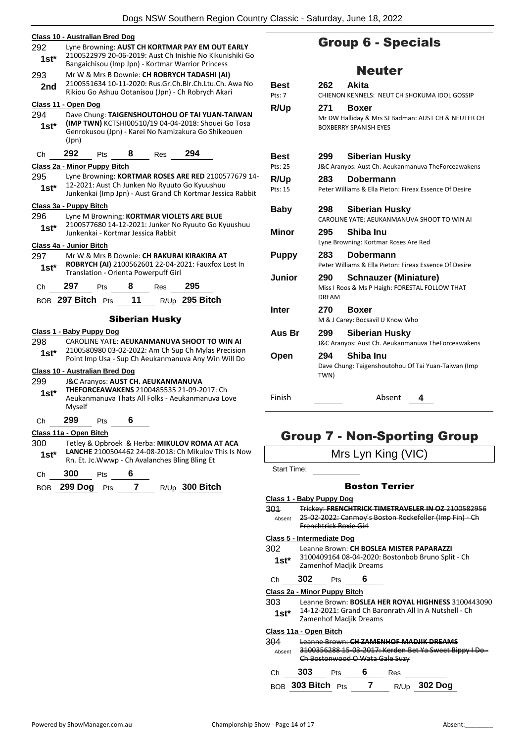**Class 10 - Australian Bred Dog**

292 **1st*** Lyne Browning: **AUST CH KORTMAR PAY EM OUT EARLY** 2100522979 20-06-2019: Aust Ch Inishie No Kikunishiki Go Bangaichisou (Imp Jpn) - Kortmar Warrior Princess

293 **2nd** Mr W & Mrs B Downie: **CH ROBRYCH TADASHI (AI)** 2100551634 10-11-2020: Rus.Gr.Ch.Blr.Ch.Ltu.Ch. Awa No Rikiou Go Ashuu Ootanisou (Jpn) - Ch Robrych Akari

**Class 11 - Open Dog**

294 **1st*** Dave Chung: **TAIGENSHOUTOHOU OF TAI YUAN-TAIWAN (IMP TWN)** KCTSHI00510/19 04-04-2018: Shouei Go Tosa Genrokusou (Jpn) - Karei No Namizakura Go Shikeouen (Jpn)

Ch **292** Pts **8** Res **294**

**Class 2a - Minor Puppy Bitch**

295 **1st*** Lyne Browning: **KORTMAR ROSES ARE RED** 2100577679 14-12-2021: Aust Ch Junken No Ryuuto Go Kyuushuu Junkenkai (Imp Jpn) - Aust Grand Ch Kortmar Jessica Rabbit

**Class 3a - Puppy Bitch**

296 **1st*** Lyne M Browning: **KORTMAR VIOLETS ARE BLUE** 2100577680 14-12-2021: Junker No Ryuuto Go Kyuushuu Junkenkai - Kortmar Jessica Rabbit

**Class 4a - Junior Bitch**

297 **1st*** Mr W & Mrs B Downie: **CH RAKURAI KIRAKIRA AT ROBRYCH (AI)** 2100562601 22-04-2021: Fauxfox Lost In Translation - Orienta Powerpuff Girl

Ch **297** Pts **8** Res **295**

BOB **297 Bitch** Pts **11** R/Up **295 Bitch**

## Siberian Husky

**Class 1 - Baby Puppy Dog**

298 **1st*** CAROLINE YATE: **AEUKANMANUVA SHOOT TO WIN AI** 2100580980 03-02-2022: Am Ch Sup Ch Mylas Precision Point Imp Usa - Sup Ch Aeukanmanuva Any Win Will Do

**Class 10 - Australian Bred Dog**

299 **1st*** J&C Aranyos: **AUST CH. AEUKANMANUVA THEFORCEAWAKENS** 2100485535 21-09-2017: Ch Aeukanmanuva Thats All Folks - Aeukanmanuva Love Myself

Ch **299** Pts **6**

**Class 11a - Open Bitch**

300 **1st*** Tetley & Opbroek & Herba: **MIKULOV ROMA AT ACA LANCHE** 2100504462 24-08-2018: Ch Mikulov This Is Now Rn. Et. Jc.Wwwp - Ch Avalanches Bling Bling Et

Ch **300** Pts **6**

BOB **299 Dog** Pts **7** R/Up **300 Bitch**

# Group 6 - Specials

## Neuter

| | | |
|---|---|---|
| **Best** Pts: 7 | **262 Akita** | CHIENON KENNELS: NEUT CH SHOKUMA IDOL GOSSIP |
| **R/Up** | **271 Boxer** | Mr DW Halliday & Mrs SJ Badman: AUST CH & NEUTER CH BOXBERRY SPANISH EYES |
| **Best** Pts: 25 | **299 Siberian Husky** | J&C Aranyos: Aust Ch. Aeukanmanuva TheForceawakens |
| **R/Up** Pts: 15 | **283 Dobermann** | Peter Williams & Ella Pieton: Fireax Essence Of Desire |
| **Baby** | **298 Siberian Husky** | CAROLINE YATE: AEUKANMANUVA SHOOT TO WIN AI |
| **Minor** | **295 Shiba Inu** | Lyne Browning: Kortmar Roses Are Red |
| **Puppy** | **283 Dobermann** | Peter Williams & Ella Pieton: Fireax Essence Of Desire |
| **Junior** | **290 Schnauzer (Miniature)** | Miss I Roos & Ms P Haigh: FORESTAL FOLLOW THAT DREAM |
| **Inter** | **270 Boxer** | M & J Carey: Bocsavil U Know Who |
| **Aus Br** | **299 Siberian Husky** | J&C Aranyos: Aust Ch. Aeukanmanuva TheForceawakens |
| **Open** | **294 Shiba Inu** | Dave Chung: Taigenshoutohou Of Tai Yuan-Taiwan (Imp TWN) |

Finish ______ Absent **4**

# Group 7 - Non-Sporting Group

Mrs Lyn King (VIC)

Start Time: ______

## Boston Terrier

**Class 1 - Baby Puppy Dog**

301 Absent ~~Trickey: **FRENCHTRICK TIMETRAVELER IN OZ** 2100582956 25-02-2022: Canmoy's Boston Rockefeller (Imp Fin) - Ch Frenchtrick Roxie Girl~~

**Class 5 - Intermediate Dog**

302 **1st*** Leanne Brown: **CH BOSLEA MISTER PAPARAZZI** 3100409164 08-04-2020: Bostonbob Bruno Split - Ch Zamenhof Madjik Dreams

Ch **302** Pts **6**

**Class 2a - Minor Puppy Bitch**

303 **1st*** Leanne Brown: **BOSLEA HER ROYAL HIGHNESS** 3100443090 14-12-2021: Grand Ch Baronrath All In A Nutshell - Ch Zamenhof Madjik Dreams

**Class 11a - Open Bitch**

304 Absent ~~Leanne Brown: **CH ZAMENHOF MADJIK DREAMS** 3100356288 15-03-2017: Kerden Bet Ya Sweet Bippy I Do - Ch Bostonwood O Wata Gale Suzy~~

Ch **303** Pts **6** Res ______

BOB **303 Bitch** Pts **7** R/Up **302 Dog**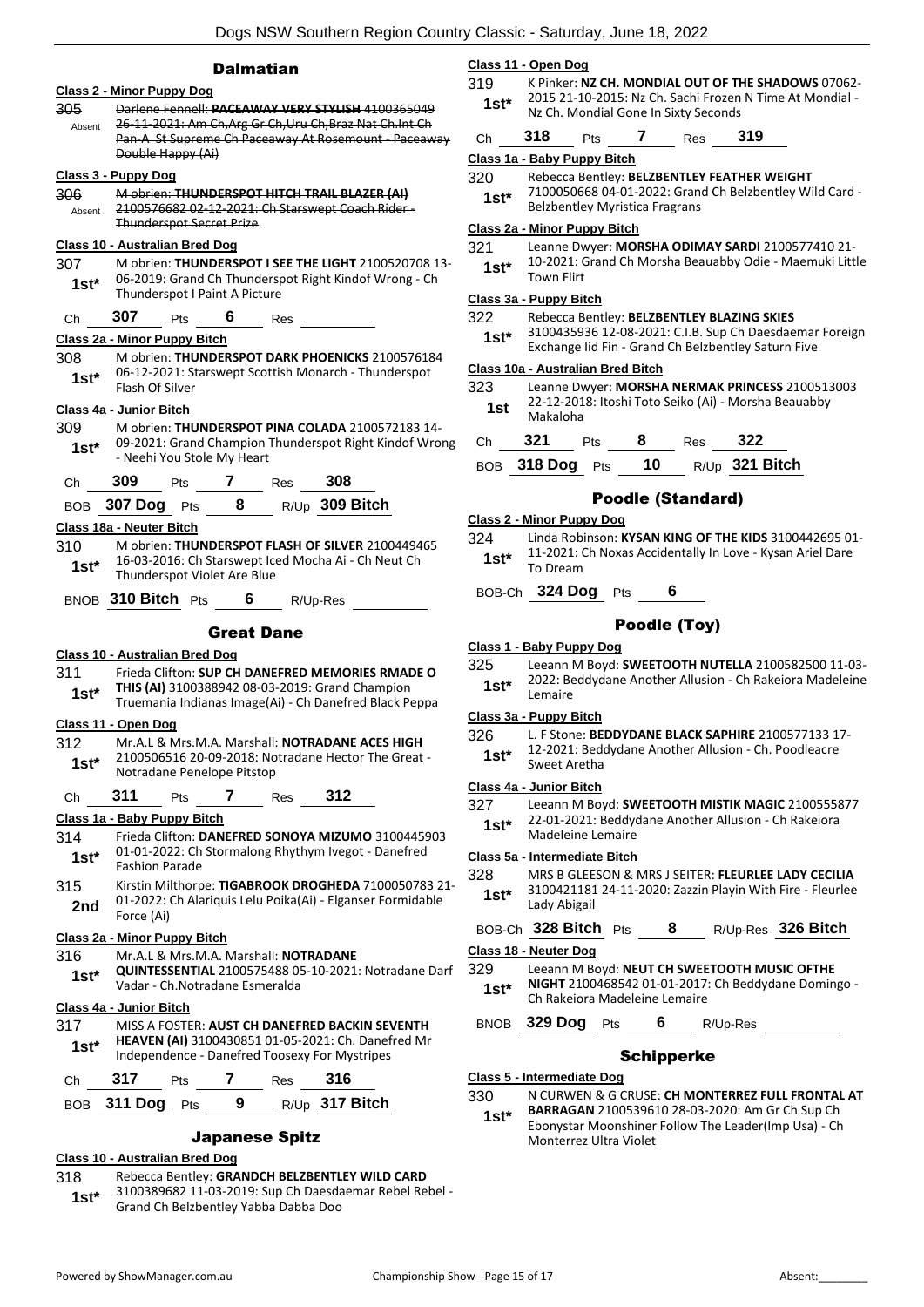## Dalmatian

**Class 2 - Minor Puppy Dog**

305 Absent ~~Darlene Fennell: **PACEAWAY VERY STYLISH** 4100365049 26-11-2021: Am Ch,Arg Gr Ch,Uru Ch,Braz Nat Ch.Int Ch Pan-A St Supreme Ch Paceaway At Rosemount - Paceaway Double Happy (Ai)~~

**Class 3 - Puppy Dog**

306 Absent ~~M obrien: **THUNDERSPOT HITCH TRAIL BLAZER (AI)** 2100576682 02-12-2021: Ch Starswept Coach Rider - Thunderspot Secret Prize~~

**Class 10 - Australian Bred Dog**

307 1st* M obrien: **THUNDERSPOT I SEE THE LIGHT** 2100520708 13-06-2019: Grand Ch Thunderspot Right Kindof Wrong - Ch Thunderspot I Paint A Picture

Ch 307 Pts 6 Res

**Class 2a - Minor Puppy Bitch**

308 1st* M obrien: **THUNDERSPOT DARK PHOENICKS** 2100576184 06-12-2021: Starswept Scottish Monarch - Thunderspot Flash Of Silver

**Class 4a - Junior Bitch**

309 1st* M obrien: **THUNDERSPOT PINA COLADA** 2100572183 14-09-2021: Grand Champion Thunderspot Right Kindof Wrong - Neehi You Stole My Heart

Ch 309 Pts 7 Res 308

BOB 307 Dog Pts 8 R/Up 309 Bitch

**Class 18a - Neuter Bitch**

310 1st* M obrien: **THUNDERSPOT FLASH OF SILVER** 2100449465 16-03-2016: Ch Starswept Iced Mocha Ai - Ch Neut Ch Thunderspot Violet Are Blue

BNOB 310 Bitch Pts 6 R/Up-Res

## Great Dane

**Class 10 - Australian Bred Dog**

311 1st* Frieda Clifton: **SUP CH DANEFRED MEMORIES RMADE O THIS (AI)** 3100388942 08-03-2019: Grand Champion Truemania Indianas Image(Ai) - Ch Danefred Black Peppa

**Class 11 - Open Dog**

312 1st* Mr.A.L & Mrs.M.A. Marshall: **NOTRADANE ACES HIGH** 2100506516 20-09-2018: Notradane Hector The Great - Notradane Penelope Pitstop

Ch 311 Pts 7 Res 312

**Class 1a - Baby Puppy Bitch**

314 1st* Frieda Clifton: **DANEFRED SONOYA MIZUMO** 3100445903 01-01-2022: Ch Stormalong Rhythym Ivegot - Danefred Fashion Parade

315 2nd Kirstin Milthorpe: **TIGABROOK DROGHEDA** 7100050783 21-01-2022: Ch Alariquis Lelu Poika(Ai) - Elganser Formidable Force (Ai)

**Class 2a - Minor Puppy Bitch**

316 1st* Mr.A.L & Mrs.M.A. Marshall: **NOTRADANE QUINTESSENTIAL** 2100575488 05-10-2021: Notradane Darf Vadar - Ch.Notradane Esmeralda

**Class 4a - Junior Bitch**

317 1st* MISS A FOSTER: **AUST CH DANEFRED BACKIN SEVENTH HEAVEN (AI)** 3100430851 01-05-2021: Ch. Danefred Mr Independence - Danefred Toosexy For Mystripes

Ch 317 Pts 7 Res 316

BOB 311 Dog Pts 9 R/Up 317 Bitch

## Japanese Spitz

**Class 10 - Australian Bred Dog**

318 1st* Rebecca Bentley: **GRANDCH BELZBENTLEY WILD CARD** 3100389682 11-03-2019: Sup Ch Daesdaemar Rebel Rebel - Grand Ch Belzbentley Yabba Dabba Doo

**Class 11 - Open Dog**

319 1st* K Pinker: **NZ CH. MONDIAL OUT OF THE SHADOWS** 07062-2015 21-10-2015: Nz Ch. Sachi Frozen N Time At Mondial - Nz Ch. Mondial Gone In Sixty Seconds

Ch 318 Pts 7 Res 319

**Class 1a - Baby Puppy Bitch**

320 1st* Rebecca Bentley: **BELZBENTLEY FEATHER WEIGHT** 7100050668 04-01-2022: Grand Ch Belzbentley Wild Card - Belzbentley Myristica Fragrans

**Class 2a - Minor Puppy Bitch**

321 1st* Leanne Dwyer: **MORSHA ODIMAY SARDI** 2100577410 21-10-2021: Grand Ch Morsha Beauabby Odie - Maemuki Little Town Flirt

**Class 3a - Puppy Bitch**

322 1st* Rebecca Bentley: **BELZBENTLEY BLAZING SKIES** 3100435936 12-08-2021: C.I.B. Sup Ch Daesdaemar Foreign Exchange Iid Fin - Grand Ch Belzbentley Saturn Five

**Class 10a - Australian Bred Bitch**

323 1st Leanne Dwyer: **MORSHA NERMAK PRINCESS** 2100513003 22-12-2018: Itoshi Toto Seiko (Ai) - Morsha Beauabby Makaloha

Ch 321 Pts 8 Res 322

BOB 318 Dog Pts 10 R/Up 321 Bitch

## Poodle (Standard)

**Class 2 - Minor Puppy Dog**

324 1st* Linda Robinson: **KYSAN KING OF THE KIDS** 3100442695 01-11-2021: Ch Noxas Accidentally In Love - Kysan Ariel Dare To Dream

BOB-Ch 324 Dog Pts 6

## Poodle (Toy)

**Class 1 - Baby Puppy Dog**

325 1st* Leeann M Boyd: **SWEETOOTH NUTELLA** 2100582500 11-03-2022: Beddydane Another Allusion - Ch Rakeiora Madeleine Lemaire

**Class 3a - Puppy Bitch**

326 1st* L. F Stone: **BEDDYDANE BLACK SAPHIRE** 2100577133 17-12-2021: Beddydane Another Allusion - Ch. Poodleacre Sweet Aretha

**Class 4a - Junior Bitch**

327 1st* Leeann M Boyd: **SWEETOOTH MISTIK MAGIC** 2100555877 22-01-2021: Beddydane Another Allusion - Ch Rakeiora Madeleine Lemaire

**Class 5a - Intermediate Bitch**

328 1st* MRS B GLEESON & MRS J SEITER: **FLEURLEE LADY CECILIA** 3100421181 24-11-2020: Zazzin Playin With Fire - Fleurlee Lady Abigail

BOB-Ch 328 Bitch Pts 8 R/Up-Res 326 Bitch

**Class 18 - Neuter Dog**

329 1st* Leeann M Boyd: **NEUT CH SWEETOOTH MUSIC OFTHE NIGHT** 2100468542 01-01-2017: Ch Beddydane Domingo - Ch Rakeiora Madeleine Lemaire

BNOB 329 Dog Pts 6 R/Up-Res

## Schipperke

**Class 5 - Intermediate Dog**

330 1st* N CURWEN & G CRUSE: **CH MONTERREZ FULL FRONTAL AT BARRAGAN** 2100539610 28-03-2020: Am Gr Ch Sup Ch Ebonystar Moonshiner Follow The Leader(Imp Usa) - Ch Monterrez Ultra Violet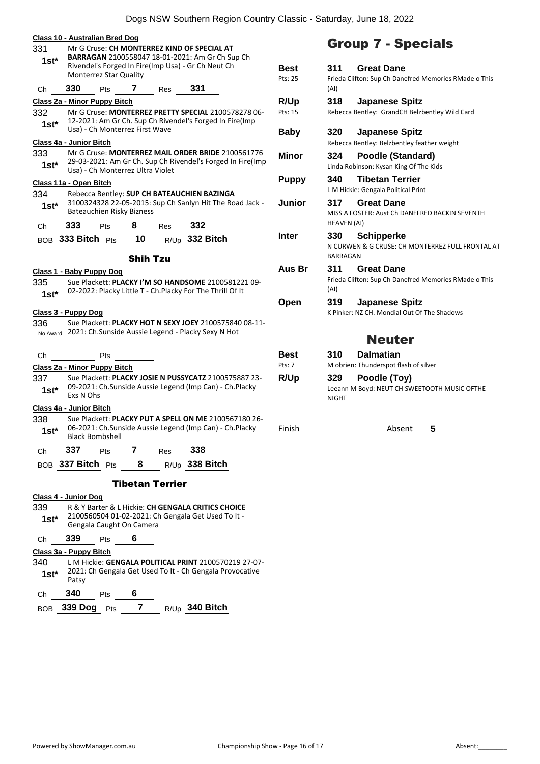**Class 10 - Australian Bred Dog**

331 1st* Mr G Cruse: **CH MONTERREZ KIND OF SPECIAL AT BARRAGAN** 2100558047 18-01-2021: Am Gr Ch Sup Ch Rivendel's Forged In Fire(Imp Usa) - Gr Ch Neut Ch Monterrez Star Quality

Ch **330** Pts **7** Res **331**

**Class 2a - Minor Puppy Bitch**

332 1st* Mr G Cruse: **MONTERREZ PRETTY SPECIAL** 2100578278 06-12-2021: Am Gr Ch. Sup Ch Rivendel's Forged In Fire(Imp Usa) - Ch Monterrez First Wave

**Class 4a - Junior Bitch**

333 1st* Mr G Cruse: **MONTERREZ MAIL ORDER BRIDE** 2100561776 29-03-2021: Am Gr Ch. Sup Ch Rivendel's Forged In Fire(Imp Usa) - Ch Monterrez Ultra Violet

**Class 11a - Open Bitch**

334 1st* Rebecca Bentley: **SUP CH BATEAUCHIEN BAZINGA** 3100324328 22-05-2015: Sup Ch Sanlyn Hit The Road Jack - Bateauchien Risky Bizness

Ch **333** Pts **8** Res **332**

BOB **333 Bitch** Pts **10** R/Up **332 Bitch**

## Shih Tzu

**Class 1 - Baby Puppy Dog**

335 1st* Sue Plackett: **PLACKY I'M SO HANDSOME** 2100581221 09-02-2022: Placky Little T - Ch.Placky For The Thrill Of It

**Class 3 - Puppy Dog**

336 No Award Sue Plackett: **PLACKY HOT N SEXY JOEY** 2100575840 08-11-2021: Ch.Sunside Aussie Legend - Placky Sexy N Hot

Ch ______ Pts ______

**Class 2a - Minor Puppy Bitch**

337 1st* Sue Plackett: **PLACKY JOSIE N PUSSYCATZ** 2100575887 23-09-2021: Ch.Sunside Aussie Legend (Imp Can) - Ch.Placky Exs N Ohs

**Class 4a - Junior Bitch**

338 1st* Sue Plackett: **PLACKY PUT A SPELL ON ME** 2100567180 26-06-2021: Ch.Sunside Aussie Legend (Imp Can) - Ch.Placky Black Bombshell

Ch **337** Pts **7** Res **338**

BOB **337 Bitch** Pts **8** R/Up **338 Bitch**

## Tibetan Terrier

**Class 4 - Junior Dog**

339 1st* R & Y Barter & L Hickie: **CH GENGALA CRITICS CHOICE** 2100560504 01-02-2021: Ch Gengala Get Used To It - Gengala Caught On Camera

Ch **339** Pts **6**

**Class 3a - Puppy Bitch**

340 1st* L M Hickie: **GENGALA POLITICAL PRINT** 2100570219 27-07-2021: Ch Gengala Get Used To It - Ch Gengala Provocative Patsy

Ch **340** Pts **6**

BOB **339 Dog** Pts **7** R/Up **340 Bitch**

# Group 7 - Specials

**Best** (Pts: 25) — **311 Great Dane**
Frieda Clifton: Sup Ch Danefred Memories RMade o This (AI)

**R/Up** (Pts: 15) — **318 Japanese Spitz**
Rebecca Bentley: GrandCH Belzbentley Wild Card

**Baby** — **320 Japanese Spitz**
Rebecca Bentley: Belzbentley feather weight

**Minor** — **324 Poodle (Standard)**
Linda Robinson: Kysan King Of The Kids

**Puppy** — **340 Tibetan Terrier**
L M Hickie: Gengala Political Print

**Junior** — **317 Great Dane**
MISS A FOSTER: Aust Ch DANEFRED BACKIN SEVENTH HEAVEN (AI)

**Inter** — **330 Schipperke**
N CURWEN & G CRUSE: CH MONTERREZ FULL FRONTAL AT BARRAGAN

**Aus Br** — **311 Great Dane**
Frieda Clifton: Sup Ch Danefred Memories RMade o This (AI)

**Open** — **319 Japanese Spitz**
K Pinker: NZ CH. Mondial Out Of The Shadows

# Neuter

**Best** (Pts: 7) — **310 Dalmatian**
M obrien: Thunderspot flash of silver

**R/Up** — **329 Poodle (Toy)**
Leeann M Boyd: NEUT CH SWEETOOTH MUSIC OFTHE NIGHT

Finish ______ Absent **5**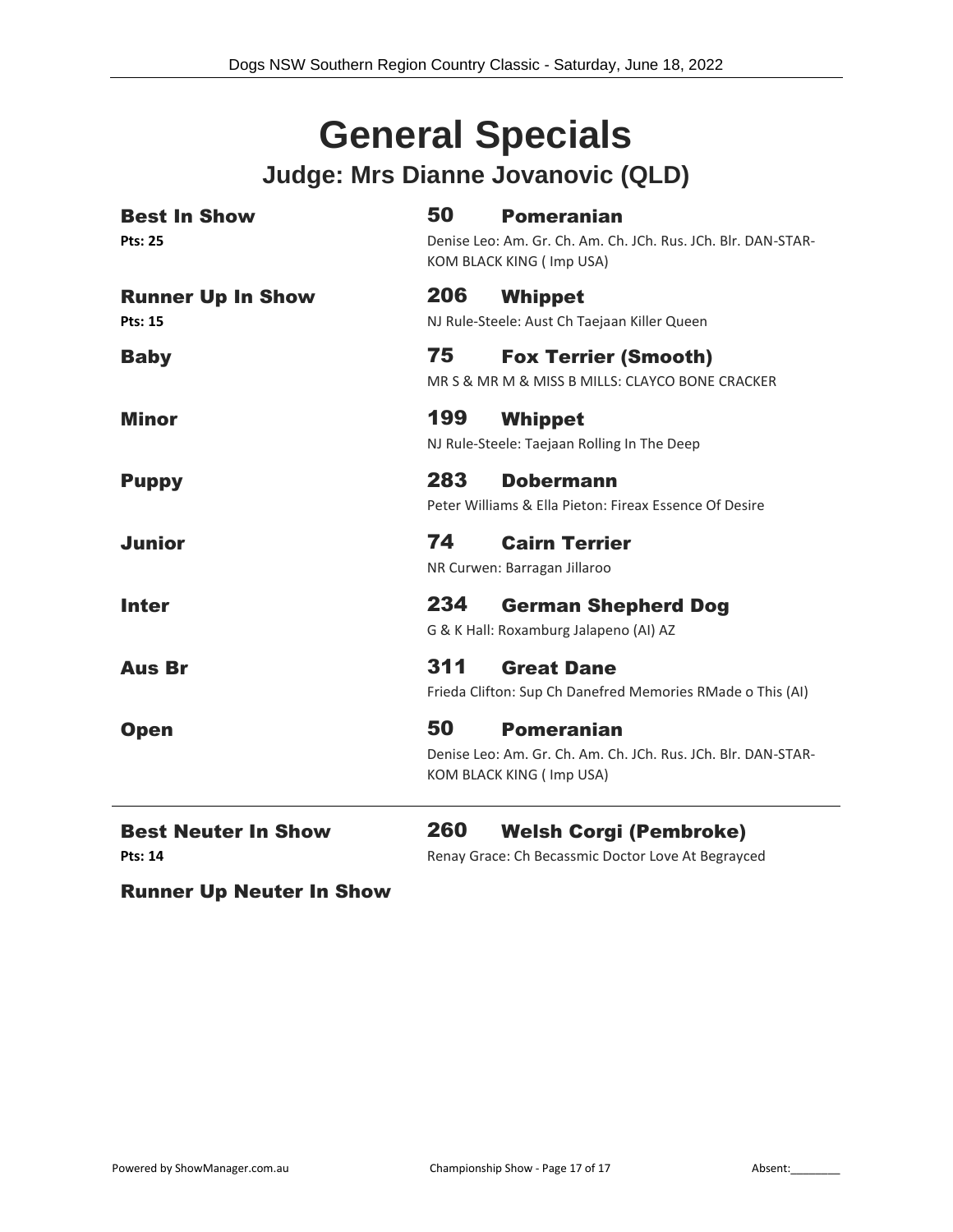# General Specials

## Judge: Mrs Dianne Jovanovic (QLD)

**Best In Show**
**Pts: 25**

**50 Pomeranian**
Denise Leo: Am. Gr. Ch. Am. Ch. JCh. Rus. JCh. Blr. DAN-STAR-KOM BLACK KING ( Imp USA)

**Runner Up In Show**
**Pts: 15**

**206 Whippet**
NJ Rule-Steele: Aust Ch Taejaan Killer Queen

**Baby**

**75 Fox Terrier (Smooth)**
MR S & MR M & MISS B MILLS: CLAYCO BONE CRACKER

**Minor**

**199 Whippet**
NJ Rule-Steele: Taejaan Rolling In The Deep

**Puppy**

**283 Dobermann**
Peter Williams & Ella Pieton: Fireax Essence Of Desire

**Junior**

**74 Cairn Terrier**
NR Curwen: Barragan Jillaroo

**Inter**

**234 German Shepherd Dog**
G & K Hall: Roxamburg Jalapeno (AI) AZ

**Aus Br**

**311 Great Dane**
Frieda Clifton: Sup Ch Danefred Memories RMade o This (AI)

**Open**

**50 Pomeranian**
Denise Leo: Am. Gr. Ch. Am. Ch. JCh. Rus. JCh. Blr. DAN-STAR-KOM BLACK KING ( Imp USA)

---

**Best Neuter In Show**
**Pts: 14**

**260 Welsh Corgi (Pembroke)**
Renay Grace: Ch Becassmic Doctor Love At Begrayced

**Runner Up Neuter In Show**